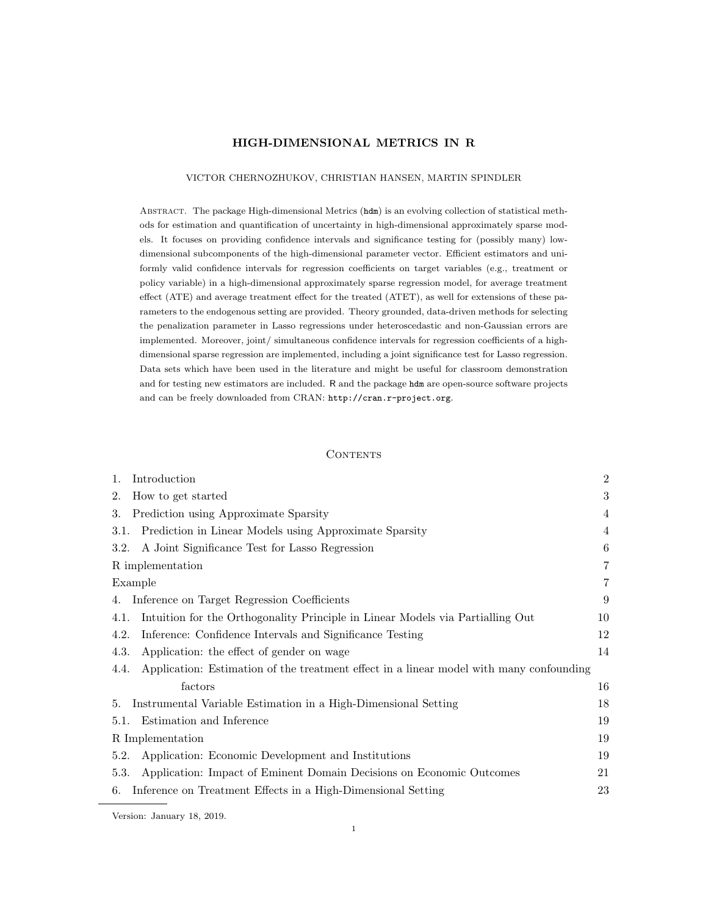# HIGH-DIMENSIONAL METRICS IN R

VICTOR CHERNOZHUKOV, CHRISTIAN HANSEN, MARTIN SPINDLER

Abstract. The package High-dimensional Metrics (`hdm`) is an evolving collection of statistical methods for estimation and quantification of uncertainty in high-dimensional approximately sparse models. It focuses on providing confidence intervals and significance testing for (possibly many) low-dimensional subcomponents of the high-dimensional parameter vector. Efficient estimators and uniformly valid confidence intervals for regression coefficients on target variables (e.g., treatment or policy variable) in a high-dimensional approximately sparse regression model, for average treatment effect (ATE) and average treatment effect for the treated (ATET), as well for extensions of these parameters to the endogenous setting are provided. Theory grounded, data-driven methods for selecting the penalization parameter in Lasso regressions under heteroscedastic and non-Gaussian errors are implemented. Moreover, joint/ simultaneous confidence intervals for regression coefficients of a high-dimensional sparse regression are implemented, including a joint significance test for Lasso regression. Data sets which have been used in the literature and might be useful for classroom demonstration and for testing new estimators are included. R and the package `hdm` are open-source software projects and can be freely downloaded from CRAN: `http://cran.r-project.org`.

## Contents

| | |
|---|---|
| 1. Introduction | 2 |
| 2. How to get started | 3 |
| 3. Prediction using Approximate Sparsity | 4 |
| 3.1. Prediction in Linear Models using Approximate Sparsity | 4 |
| 3.2. A Joint Significance Test for Lasso Regression | 6 |
| R implementation | 7 |
| Example | 7 |
| 4. Inference on Target Regression Coefficients | 9 |
| 4.1. Intuition for the Orthogonality Principle in Linear Models via Partialling Out | 10 |
| 4.2. Inference: Confidence Intervals and Significance Testing | 12 |
| 4.3. Application: the effect of gender on wage | 14 |
| 4.4. Application: Estimation of the treatment effect in a linear model with many confounding factors | 16 |
| 5. Instrumental Variable Estimation in a High-Dimensional Setting | 18 |
| 5.1. Estimation and Inference | 19 |
| R Implementation | 19 |
| 5.2. Application: Economic Development and Institutions | 19 |
| 5.3. Application: Impact of Eminent Domain Decisions on Economic Outcomes | 21 |
| 6. Inference on Treatment Effects in a High-Dimensional Setting | 23 |

Version: January 18, 2019.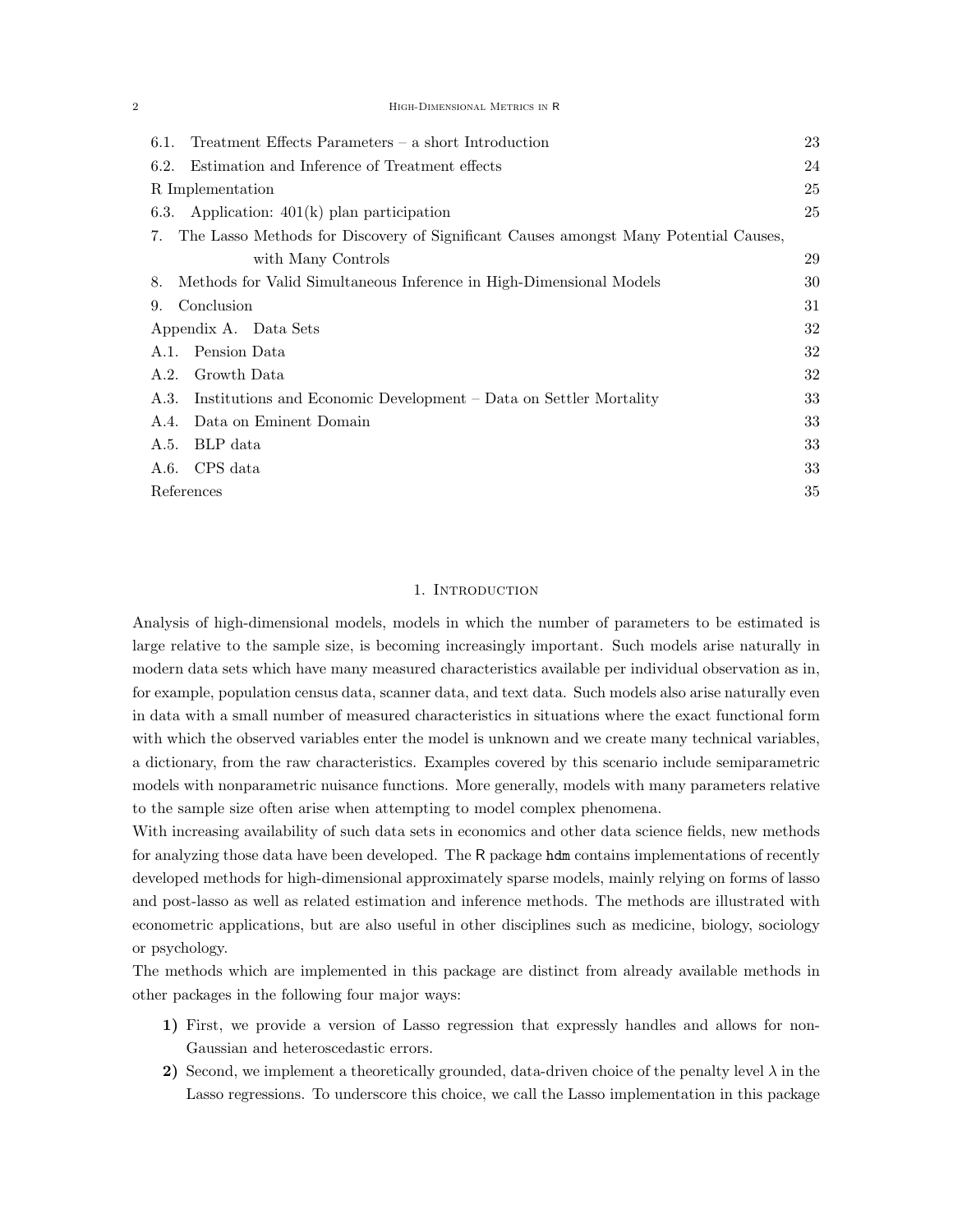6.1. Treatment Effects Parameters – a short Introduction 23
6.2. Estimation and Inference of Treatment effects 24
R Implementation 25
6.3. Application: 401(k) plan participation 25
7. The Lasso Methods for Discovery of Significant Causes amongst Many Potential Causes, with Many Controls 29
8. Methods for Valid Simultaneous Inference in High-Dimensional Models 30
9. Conclusion 31
Appendix A. Data Sets 32
A.1. Pension Data 32
A.2. Growth Data 32
A.3. Institutions and Economic Development – Data on Settler Mortality 33
A.4. Data on Eminent Domain 33
A.5. BLP data 33
A.6. CPS data 33
References 35

# 1. Introduction

Analysis of high-dimensional models, models in which the number of parameters to be estimated is large relative to the sample size, is becoming increasingly important. Such models arise naturally in modern data sets which have many measured characteristics available per individual observation as in, for example, population census data, scanner data, and text data. Such models also arise naturally even in data with a small number of measured characteristics in situations where the exact functional form with which the observed variables enter the model is unknown and we create many technical variables, a dictionary, from the raw characteristics. Examples covered by this scenario include semiparametric models with nonparametric nuisance functions. More generally, models with many parameters relative to the sample size often arise when attempting to model complex phenomena.

With increasing availability of such data sets in economics and other data science fields, new methods for analyzing those data have been developed. The R package `hdm` contains implementations of recently developed methods for high-dimensional approximately sparse models, mainly relying on forms of lasso and post-lasso as well as related estimation and inference methods. The methods are illustrated with econometric applications, but are also useful in other disciplines such as medicine, biology, sociology or psychology.

The methods which are implemented in this package are distinct from already available methods in other packages in the following four major ways:

**1)** First, we provide a version of Lasso regression that expressly handles and allows for non-Gaussian and heteroscedastic errors.

**2)** Second, we implement a theoretically grounded, data-driven choice of the penalty level $\lambda$ in the Lasso regressions. To underscore this choice, we call the Lasso implementation in this package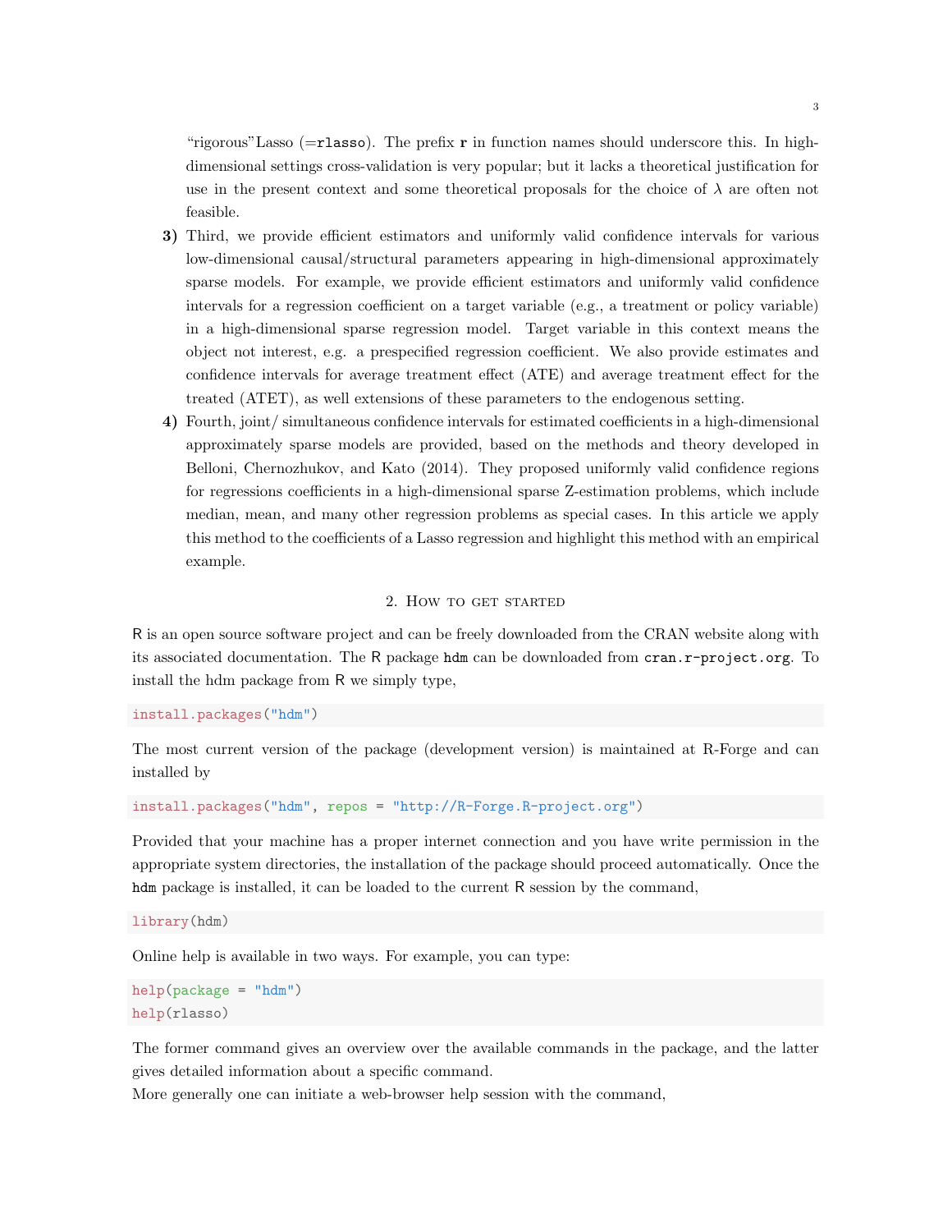"rigorous"Lasso (=`rlasso`). The prefix **r** in function names should underscore this. In high-dimensional settings cross-validation is very popular; but it lacks a theoretical justification for use in the present context and some theoretical proposals for the choice of $\lambda$ are often not feasible.

**3)** Third, we provide efficient estimators and uniformly valid confidence intervals for various low-dimensional causal/structural parameters appearing in high-dimensional approximately sparse models. For example, we provide efficient estimators and uniformly valid confidence intervals for a regression coefficient on a target variable (e.g., a treatment or policy variable) in a high-dimensional sparse regression model. Target variable in this context means the object not interest, e.g. a prespecified regression coefficient. We also provide estimates and confidence intervals for average treatment effect (ATE) and average treatment effect for the treated (ATET), as well extensions of these parameters to the endogenous setting.

**4)** Fourth, joint/ simultaneous confidence intervals for estimated coefficients in a high-dimensional approximately sparse models are provided, based on the methods and theory developed in Belloni, Chernozhukov, and Kato (2014). They proposed uniformly valid confidence regions for regressions coefficients in a high-dimensional sparse Z-estimation problems, which include median, mean, and many other regression problems as special cases. In this article we apply this method to the coefficients of a Lasso regression and highlight this method with an empirical example.

## 2. How to get started

R is an open source software project and can be freely downloaded from the CRAN website along with its associated documentation. The R package `hdm` can be downloaded from `cran.r-project.org`. To install the hdm package from R we simply type,

```
install.packages("hdm")
```

The most current version of the package (development version) is maintained at R-Forge and can installed by

```
install.packages("hdm", repos = "http://R-Forge.R-project.org")
```

Provided that your machine has a proper internet connection and you have write permission in the appropriate system directories, the installation of the package should proceed automatically. Once the `hdm` package is installed, it can be loaded to the current R session by the command,

```
library(hdm)
```

Online help is available in two ways. For example, you can type:

```
help(package = "hdm")
help(rlasso)
```

The former command gives an overview over the available commands in the package, and the latter gives detailed information about a specific command.
More generally one can initiate a web-browser help session with the command,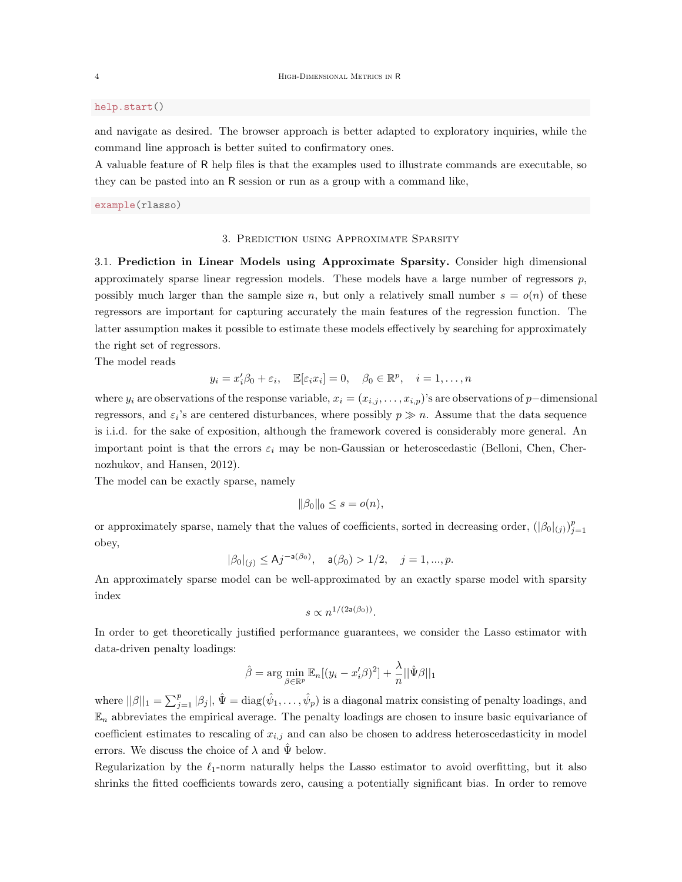```
help.start()
```

and navigate as desired. The browser approach is better adapted to exploratory inquiries, while the command line approach is better suited to confirmatory ones.

A valuable feature of R help files is that the examples used to illustrate commands are executable, so they can be pasted into an R session or run as a group with a command like,

```
example(rlasso)
```

## 3. Prediction using Approximate Sparsity

3.1. **Prediction in Linear Models using Approximate Sparsity.** Consider high dimensional approximately sparse linear regression models. These models have a large number of regressors $p$, possibly much larger than the sample size $n$, but only a relatively small number $s = o(n)$ of these regressors are important for capturing accurately the main features of the regression function. The latter assumption makes it possible to estimate these models effectively by searching for approximately the right set of regressors.

The model reads

$$y_i = x_i'\beta_0 + \varepsilon_i, \quad \mathbb{E}[\varepsilon_i x_i] = 0, \quad \beta_0 \in \mathbb{R}^p, \quad i = 1, \dots, n$$

where $y_i$ are observations of the response variable, $x_i = (x_{i,j}, \dots, x_{i,p})$'s are observations of $p-$dimensional regressors, and $\varepsilon_i$'s are centered disturbances, where possibly $p \gg n$. Assume that the data sequence is i.i.d. for the sake of exposition, although the framework covered is considerably more general. An important point is that the errors $\varepsilon_i$ may be non-Gaussian or heteroscedastic (Belloni, Chen, Chernozhukov, and Hansen, 2012).

The model can be exactly sparse, namely

$$\|\beta_0\|_0 \leq s = o(n),$$

or approximately sparse, namely that the values of coefficients, sorted in decreasing order, $(|\beta_0|_{(j)})_{j=1}^p$ obey,

$$|\beta_0|_{(j)} \leq \mathsf{A} j^{-\mathsf{a}(\beta_0)}, \quad \mathsf{a}(\beta_0) > 1/2, \quad j = 1, ..., p.$$

An approximately sparse model can be well-approximated by an exactly sparse model with sparsity index

$$s \propto n^{1/(2\mathsf{a}(\beta_0))}.$$

In order to get theoretically justified performance guarantees, we consider the Lasso estimator with data-driven penalty loadings:

$$\hat{\beta} = \arg\min_{\beta \in \mathbb{R}^p} \mathbb{E}_n[(y_i - x_i'\beta)^2] + \frac{\lambda}{n} ||\hat{\Psi}\beta||_1$$

where $||\beta||_1 = \sum_{j=1}^p |\beta_j|$, $\hat{\Psi} = \text{diag}(\hat{\psi}_1, \dots, \hat{\psi}_p)$ is a diagonal matrix consisting of penalty loadings, and $\mathbb{E}_n$ abbreviates the empirical average. The penalty loadings are chosen to insure basic equivariance of coefficient estimates to rescaling of $x_{i,j}$ and can also be chosen to address heteroscedasticity in model errors. We discuss the choice of $\lambda$ and $\hat{\Psi}$ below.

Regularization by the $\ell_1$-norm naturally helps the Lasso estimator to avoid overfitting, but it also shrinks the fitted coefficients towards zero, causing a potentially significant bias. In order to remove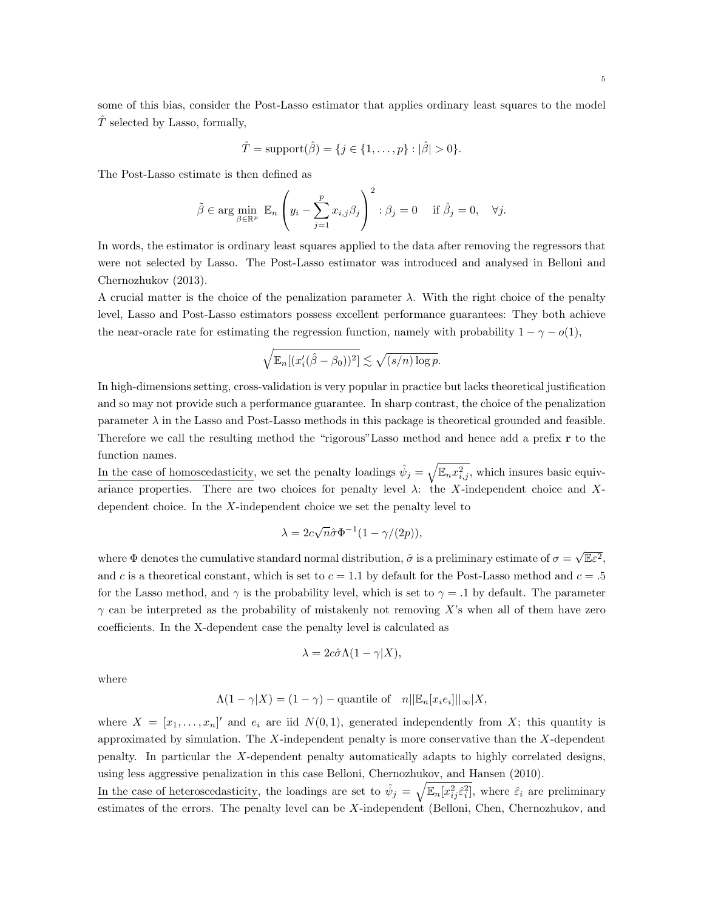some of this bias, consider the Post-Lasso estimator that applies ordinary least squares to the model $\hat{T}$ selected by Lasso, formally,

$$\hat{T} = \text{support}(\hat{\beta}) = \{j \in \{1, \dots, p\} : |\hat{\beta}| > 0\}.$$

The Post-Lasso estimate is then defined as

$$\tilde{\beta} \in \arg\min_{\beta \in \mathbb{R}^p} \; \mathbb{E}_n \left( y_i - \sum_{j=1}^{p} x_{i,j}\beta_j \right)^2 : \beta_j = 0 \quad \text{if } \hat{\beta}_j = 0, \quad \forall j.$$

In words, the estimator is ordinary least squares applied to the data after removing the regressors that were not selected by Lasso. The Post-Lasso estimator was introduced and analysed in Belloni and Chernozhukov (2013).

A crucial matter is the choice of the penalization parameter $\lambda$. With the right choice of the penalty level, Lasso and Post-Lasso estimators possess excellent performance guarantees: They both achieve the near-oracle rate for estimating the regression function, namely with probability $1 - \gamma - o(1)$,

$$\sqrt{\mathbb{E}_n[(x_i'(\hat{\beta} - \beta_0))^2]} \lesssim \sqrt{(s/n)\log p}.$$

In high-dimensions setting, cross-validation is very popular in practice but lacks theoretical justification and so may not provide such a performance guarantee. In sharp contrast, the choice of the penalization parameter $\lambda$ in the Lasso and Post-Lasso methods in this package is theoretical grounded and feasible. Therefore we call the resulting method the "rigorous"Lasso method and hence add a prefix **r** to the function names.

In the case of homoscedasticity, we set the penalty loadings $\hat{\psi}_j = \sqrt{\mathbb{E}_n x_{i,j}^2}$, which insures basic equivariance properties. There are two choices for penalty level $\lambda$: the $X$-independent choice and $X$-dependent choice. In the $X$-independent choice we set the penalty level to

$$\lambda = 2c\sqrt{n}\hat{\sigma}\Phi^{-1}(1 - \gamma/(2p)),$$

where $\Phi$ denotes the cumulative standard normal distribution, $\hat{\sigma}$ is a preliminary estimate of $\sigma = \sqrt{\mathbb{E}\varepsilon^2}$, and $c$ is a theoretical constant, which is set to $c = 1.1$ by default for the Post-Lasso method and $c = .5$ for the Lasso method, and $\gamma$ is the probability level, which is set to $\gamma = .1$ by default. The parameter $\gamma$ can be interpreted as the probability of mistakenly not removing $X$'s when all of them have zero coefficients. In the X-dependent case the penalty level is calculated as

$$\lambda = 2c\hat{\sigma}\Lambda(1 - \gamma|X),$$

where

$$\Lambda(1 - \gamma|X) = (1 - \gamma) - \text{quantile of} \quad n||\mathbb{E}_n[x_i e_i]||_\infty | X,$$

where $X = [x_1, \dots, x_n]'$ and $e_i$ are iid $N(0, 1)$, generated independently from $X$; this quantity is approximated by simulation. The $X$-independent penalty is more conservative than the $X$-dependent penalty. In particular the $X$-dependent penalty automatically adapts to highly correlated designs, using less aggressive penalization in this case Belloni, Chernozhukov, and Hansen (2010).

In the case of heteroscedasticity, the loadings are set to $\hat{\psi}_j = \sqrt{\mathbb{E}_n[x_{ij}^2 \hat{\varepsilon}_i^2]}$, where $\hat{\varepsilon}_i$ are preliminary estimates of the errors. The penalty level can be $X$-independent (Belloni, Chen, Chernozhukov, and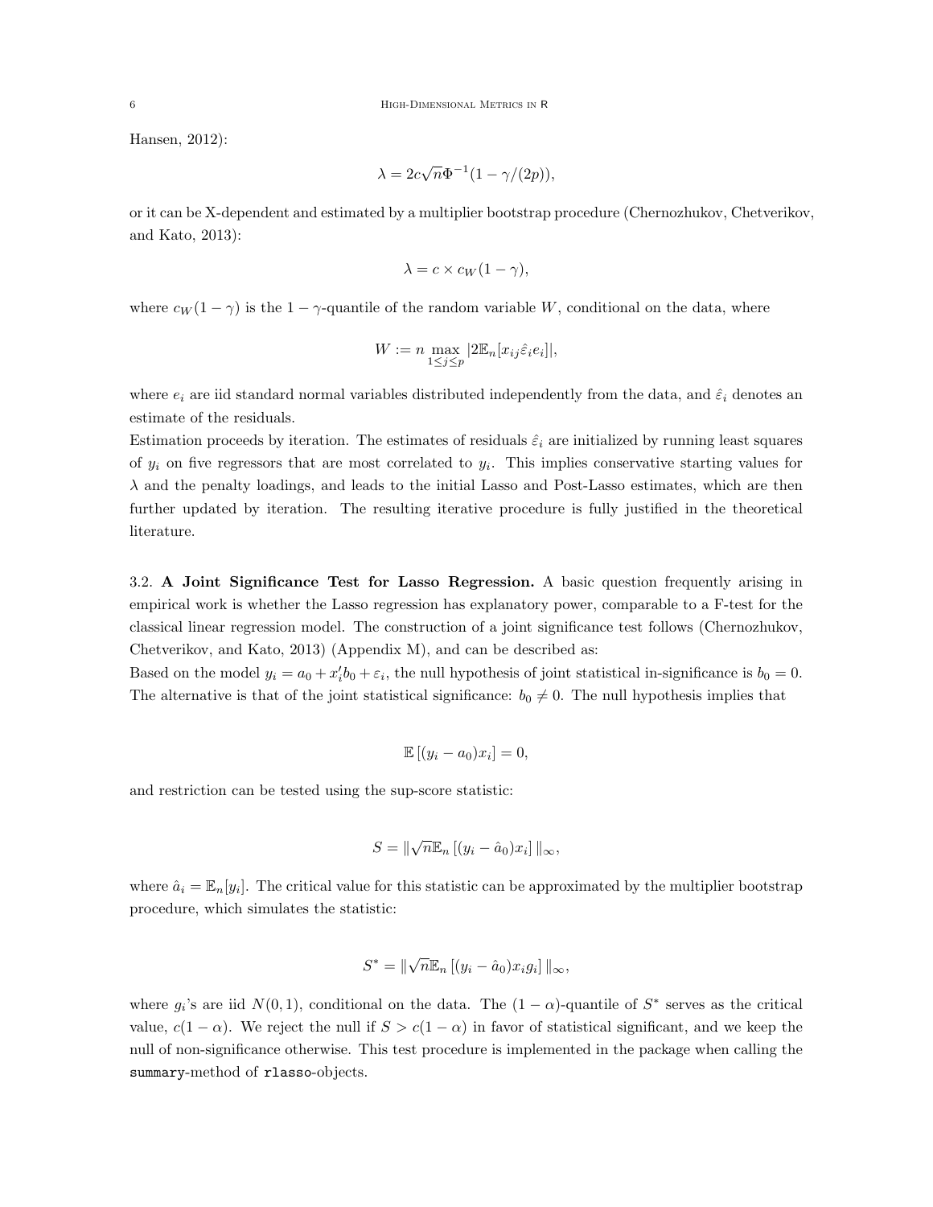Hansen, 2012):

$$\lambda = 2c\sqrt{n}\Phi^{-1}(1 - \gamma/(2p)),$$

or it can be X-dependent and estimated by a multiplier bootstrap procedure (Chernozhukov, Chetverikov, and Kato, 2013):

$$\lambda = c \times c_W(1 - \gamma),$$

where $c_W(1-\gamma)$ is the $1-\gamma$-quantile of the random variable $W$, conditional on the data, where

$$W := n \max_{1 \leq j \leq p} |2\mathbb{E}_n[x_{ij}\hat{\varepsilon}_i e_i]|,$$

where $e_i$ are iid standard normal variables distributed independently from the data, and $\hat{\varepsilon}_i$ denotes an estimate of the residuals.

Estimation proceeds by iteration. The estimates of residuals $\hat{\varepsilon}_i$ are initialized by running least squares of $y_i$ on five regressors that are most correlated to $y_i$. This implies conservative starting values for $\lambda$ and the penalty loadings, and leads to the initial Lasso and Post-Lasso estimates, which are then further updated by iteration. The resulting iterative procedure is fully justified in the theoretical literature.

3.2. **A Joint Significance Test for Lasso Regression.** A basic question frequently arising in empirical work is whether the Lasso regression has explanatory power, comparable to a F-test for the classical linear regression model. The construction of a joint significance test follows (Chernozhukov, Chetverikov, and Kato, 2013) (Appendix M), and can be described as:

Based on the model $y_i = a_0 + x_i' b_0 + \varepsilon_i$, the null hypothesis of joint statistical in-significance is $b_0 = 0$. The alternative is that of the joint statistical significance: $b_0 \neq 0$. The null hypothesis implies that

$$\mathbb{E}\left[(y_i - a_0)x_i\right] = 0,$$

and restriction can be tested using the sup-score statistic:

$$S = \|\sqrt{n}\mathbb{E}_n\left[(y_i - \hat{a}_0)x_i\right]\|_\infty,$$

where $\hat{a}_i = \mathbb{E}_n[y_i]$. The critical value for this statistic can be approximated by the multiplier bootstrap procedure, which simulates the statistic:

$$S^* = \|\sqrt{n}\mathbb{E}_n\left[(y_i - \hat{a}_0)x_i g_i\right]\|_\infty,$$

where $g_i$'s are iid $N(0,1)$, conditional on the data. The $(1-\alpha)$-quantile of $S^*$ serves as the critical value, $c(1-\alpha)$. We reject the null if $S > c(1-\alpha)$ in favor of statistical significant, and we keep the null of non-significance otherwise. This test procedure is implemented in the package when calling the `summary`-method of `rlasso`-objects.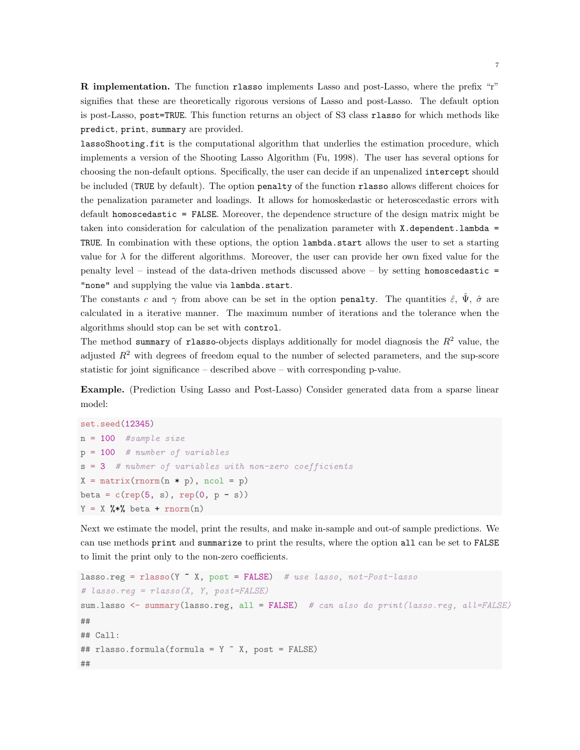**R implementation.** The function `rlasso` implements Lasso and post-Lasso, where the prefix "r" signifies that these are theoretically rigorous versions of Lasso and post-Lasso. The default option is post-Lasso, `post=TRUE`. This function returns an object of S3 class `rlasso` for which methods like `predict`, `print`, `summary` are provided.

`lassoShooting.fit` is the computational algorithm that underlies the estimation procedure, which implements a version of the Shooting Lasso Algorithm (Fu, 1998). The user has several options for choosing the non-default options. Specifically, the user can decide if an unpenalized `intercept` should be included (`TRUE` by default). The option `penalty` of the function `rlasso` allows different choices for the penalization parameter and loadings. It allows for homoskedastic or heteroscedastic errors with default `homoscedastic = FALSE`. Moreover, the dependence structure of the design matrix might be taken into consideration for calculation of the penalization parameter with `X.dependent.lambda = TRUE`. In combination with these options, the option `lambda.start` allows the user to set a starting value for $\lambda$ for the different algorithms. Moreover, the user can provide her own fixed value for the penalty level – instead of the data-driven methods discussed above – by setting `homoscedastic = "none"` and supplying the value via `lambda.start`.

The constants $c$ and $\gamma$ from above can be set in the option `penalty`. The quantities $\hat{\varepsilon}$, $\hat{\Psi}$, $\hat{\sigma}$ are calculated in a iterative manner. The maximum number of iterations and the tolerance when the algorithms should stop can be set with `control`.

The method `summary` of `rlasso`-objects displays additionally for model diagnosis the $R^2$ value, the adjusted $R^2$ with degrees of freedom equal to the number of selected parameters, and the sup-score statistic for joint significance – described above – with corresponding p-value.

**Example.** (Prediction Using Lasso and Post-Lasso) Consider generated data from a sparse linear model:

```
set.seed(12345)
n = 100  #sample size
p = 100  # number of variables
s = 3  # nubmer of variables with non-zero coefficients
X = matrix(rnorm(n * p), ncol = p)
beta = c(rep(5, s), rep(0, p - s))
Y = X %*% beta + rnorm(n)
```

Next we estimate the model, print the results, and make in-sample and out-of sample predictions. We can use methods `print` and `summarize` to print the results, where the option `all` can be set to `FALSE` to limit the print only to the non-zero coefficients.

```
lasso.reg = rlasso(Y ~ X, post = FALSE)  # use lasso, not-Post-lasso
# lasso.reg = rlasso(X, Y, post=FALSE)
sum.lasso <- summary(lasso.reg, all = FALSE)  # can also do print(lasso.reg, all=FALSE)
##
## Call:
## rlasso.formula(formula = Y ~ X, post = FALSE)
##
```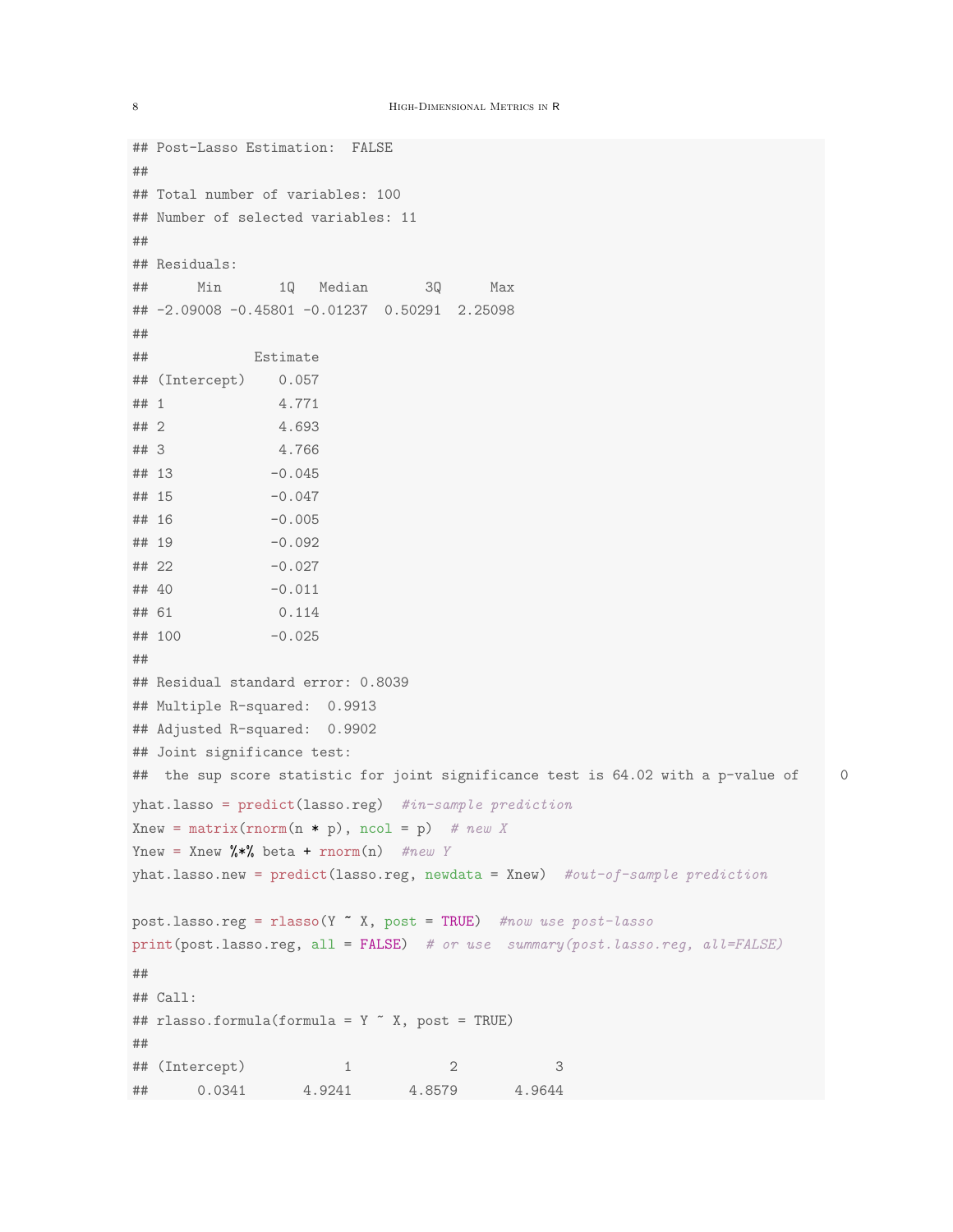```
## Post-Lasso Estimation:  FALSE
##
## Total number of variables: 100
## Number of selected variables: 11
##
## Residuals:
##      Min       1Q   Median       3Q      Max
## -2.09008 -0.45801 -0.01237  0.50291  2.25098
##
##             Estimate
## (Intercept)    0.057
## 1              4.771
## 2              4.693
## 3              4.766
## 13            -0.045
## 15            -0.047
## 16            -0.005
## 19            -0.092
## 22            -0.027
## 40            -0.011
## 61             0.114
## 100           -0.025
##
## Residual standard error: 0.8039
## Multiple R-squared:  0.9913
## Adjusted R-squared:  0.9902
## Joint significance test:
##  the sup score statistic for joint significance test is 64.02 with a p-value of     0
yhat.lasso = predict(lasso.reg)  #in-sample prediction
Xnew = matrix(rnorm(n * p), ncol = p)  # new X
Ynew = Xnew %*% beta + rnorm(n)  #new Y
yhat.lasso.new = predict(lasso.reg, newdata = Xnew)  #out-of-sample prediction

post.lasso.reg = rlasso(Y ~ X, post = TRUE)  #now use post-lasso
print(post.lasso.reg, all = FALSE)  # or use  summary(post.lasso.reg, all=FALSE)
##
## Call:
## rlasso.formula(formula = Y ~ X, post = TRUE)
##
## (Intercept)           1           2           3
##      0.0341      4.9241      4.8579      4.9644
```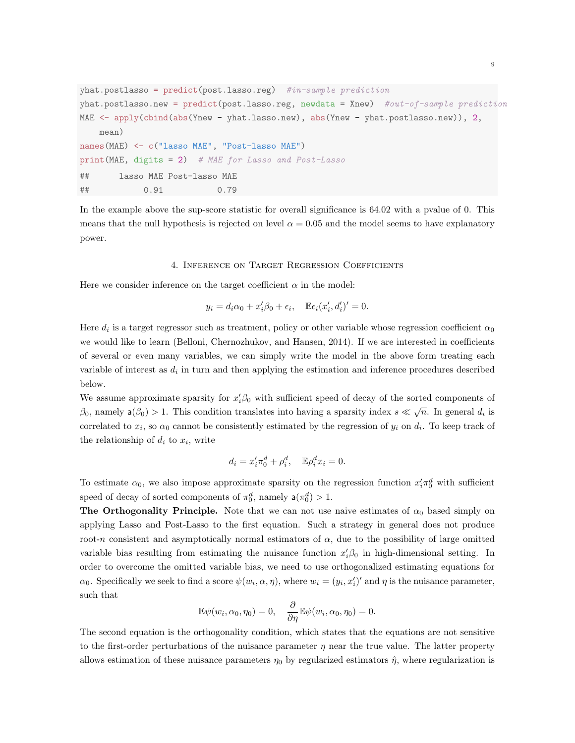```
yhat.postlasso = predict(post.lasso.reg)  #in-sample prediction
yhat.postlasso.new = predict(post.lasso.reg, newdata = Xnew)  #out-of-sample prediction
MAE <- apply(cbind(abs(Ynew - yhat.lasso.new), abs(Ynew - yhat.postlasso.new)), 2,
    mean)
names(MAE) <- c("lasso MAE", "Post-lasso MAE")
print(MAE, digits = 2)  # MAE for Lasso and Post-Lasso
##      lasso MAE Post-lasso MAE
##           0.91           0.79
```

In the example above the sup-score statistic for overall significance is 64.02 with a pvalue of 0. This means that the null hypothesis is rejected on level $\alpha = 0.05$ and the model seems to have explanatory power.

## 4. Inference on Target Regression Coefficients

Here we consider inference on the target coefficient $\alpha$ in the model:

$$y_i = d_i\alpha_0 + x_i'\beta_0 + \epsilon_i, \quad \mathbb{E}\epsilon_i(x_i', d_i')' = 0.$$

Here $d_i$ is a target regressor such as treatment, policy or other variable whose regression coefficient $\alpha_0$ we would like to learn (Belloni, Chernozhukov, and Hansen, 2014). If we are interested in coefficients of several or even many variables, we can simply write the model in the above form treating each variable of interest as $d_i$ in turn and then applying the estimation and inference procedures described below.

We assume approximate sparsity for $x_i'\beta_0$ with sufficient speed of decay of the sorted components of $\beta_0$, namely $\mathsf{a}(\beta_0) > 1$. This condition translates into having a sparsity index $s \ll \sqrt{n}$. In general $d_i$ is correlated to $x_i$, so $\alpha_0$ cannot be consistently estimated by the regression of $y_i$ on $d_i$. To keep track of the relationship of $d_i$ to $x_i$, write

$$d_i = x_i'\pi_0^d + \rho_i^d, \quad \mathbb{E}\rho_i^d x_i = 0.$$

To estimate $\alpha_0$, we also impose approximate sparsity on the regression function $x_i'\pi_0^d$ with sufficient speed of decay of sorted components of $\pi_0^d$, namely $\mathsf{a}(\pi_0^d) > 1$.

**The Orthogonality Principle.** Note that we can not use naive estimates of $\alpha_0$ based simply on applying Lasso and Post-Lasso to the first equation. Such a strategy in general does not produce root-$n$ consistent and asymptotically normal estimators of $\alpha$, due to the possibility of large omitted variable bias resulting from estimating the nuisance function $x_i'\beta_0$ in high-dimensional setting. In order to overcome the omitted variable bias, we need to use orthogonalized estimating equations for $\alpha_0$. Specifically we seek to find a score $\psi(w_i, \alpha, \eta)$, where $w_i = (y_i, x_i')'$ and $\eta$ is the nuisance parameter, such that

$$\mathbb{E}\psi(w_i, \alpha_0, \eta_0) = 0, \quad \frac{\partial}{\partial \eta}\mathbb{E}\psi(w_i, \alpha_0, \eta_0) = 0.$$

The second equation is the orthogonality condition, which states that the equations are not sensitive to the first-order perturbations of the nuisance parameter $\eta$ near the true value. The latter property allows estimation of these nuisance parameters $\eta_0$ by regularized estimators $\hat{\eta}$, where regularization is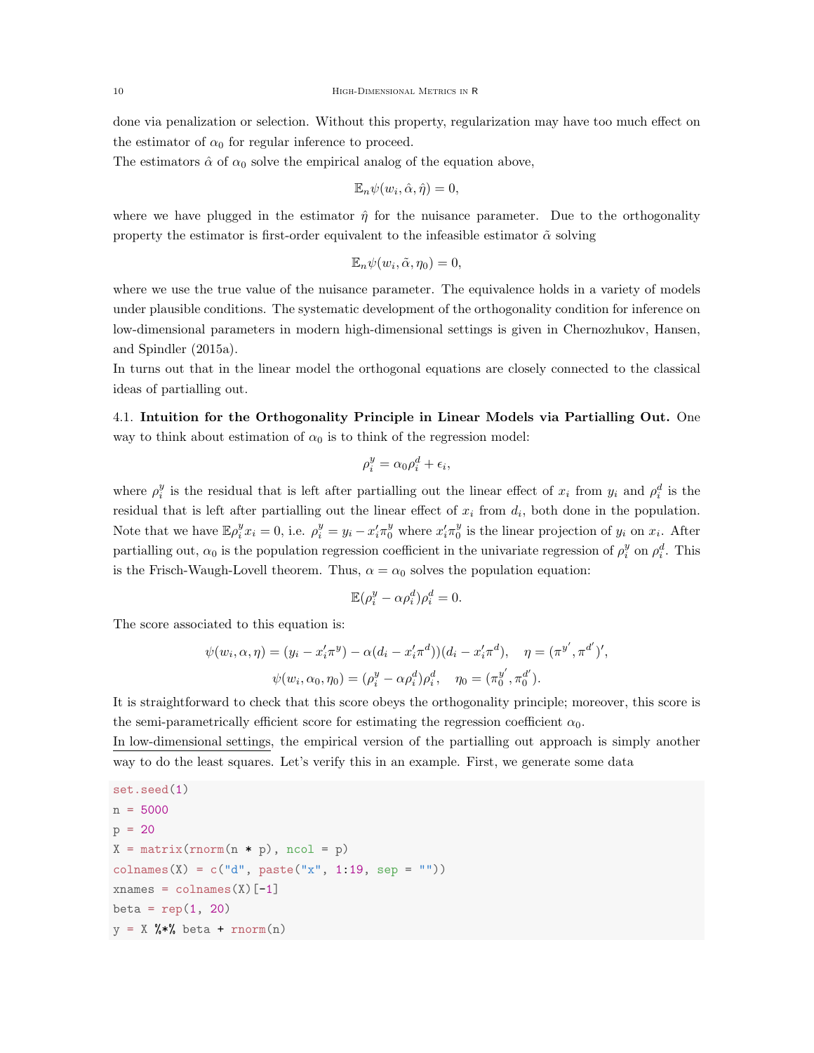done via penalization or selection. Without this property, regularization may have too much effect on the estimator of $\alpha_0$ for regular inference to proceed.

The estimators $\hat{\alpha}$ of $\alpha_0$ solve the empirical analog of the equation above,

$$\mathbb{E}_n \psi(w_i, \hat{\alpha}, \hat{\eta}) = 0,$$

where we have plugged in the estimator $\hat{\eta}$ for the nuisance parameter. Due to the orthogonality property the estimator is first-order equivalent to the infeasible estimator $\tilde{\alpha}$ solving

$$\mathbb{E}_n \psi(w_i, \tilde{\alpha}, \eta_0) = 0,$$

where we use the true value of the nuisance parameter. The equivalence holds in a variety of models under plausible conditions. The systematic development of the orthogonality condition for inference on low-dimensional parameters in modern high-dimensional settings is given in Chernozhukov, Hansen, and Spindler (2015a).

In turns out that in the linear model the orthogonal equations are closely connected to the classical ideas of partialling out.

4.1. **Intuition for the Orthogonality Principle in Linear Models via Partialling Out.** One way to think about estimation of $\alpha_0$ is to think of the regression model:

$$\rho_i^y = \alpha_0 \rho_i^d + \epsilon_i,$$

where $\rho_i^y$ is the residual that is left after partialling out the linear effect of $x_i$ from $y_i$ and $\rho_i^d$ is the residual that is left after partialling out the linear effect of $x_i$ from $d_i$, both done in the population. Note that we have $\mathbb{E}\rho_i^y x_i = 0$, i.e. $\rho_i^y = y_i - x_i'\pi_0^y$ where $x_i'\pi_0^y$ is the linear projection of $y_i$ on $x_i$. After partialling out, $\alpha_0$ is the population regression coefficient in the univariate regression of $\rho_i^y$ on $\rho_i^d$. This is the Frisch-Waugh-Lovell theorem. Thus, $\alpha = \alpha_0$ solves the population equation:

$$\mathbb{E}(\rho_i^y - \alpha \rho_i^d)\rho_i^d = 0.$$

The score associated to this equation is:

$$\psi(w_i, \alpha, \eta) = (y_i - x_i'\pi^y) - \alpha(d_i - x_i'\pi^d))(d_i - x_i'\pi^d), \quad \eta = (\pi^{y'}, \pi^{d'})',$$

$$\psi(w_i, \alpha_0, \eta_0) = (\rho_i^y - \alpha \rho_i^d)\rho_i^d, \quad \eta_0 = (\pi_0^{y'}, \pi_0^{d'}).$$

It is straightforward to check that this score obeys the orthogonality principle; moreover, this score is the semi-parametrically efficient score for estimating the regression coefficient $\alpha_0$.

In low-dimensional settings, the empirical version of the partialling out approach is simply another way to do the least squares. Let's verify this in an example. First, we generate some data

```
set.seed(1)
n = 5000
p = 20
X = matrix(rnorm(n * p), ncol = p)
colnames(X) = c("d", paste("x", 1:19, sep = ""))
xnames = colnames(X)[-1]
beta = rep(1, 20)
y = X %*% beta + rnorm(n)
```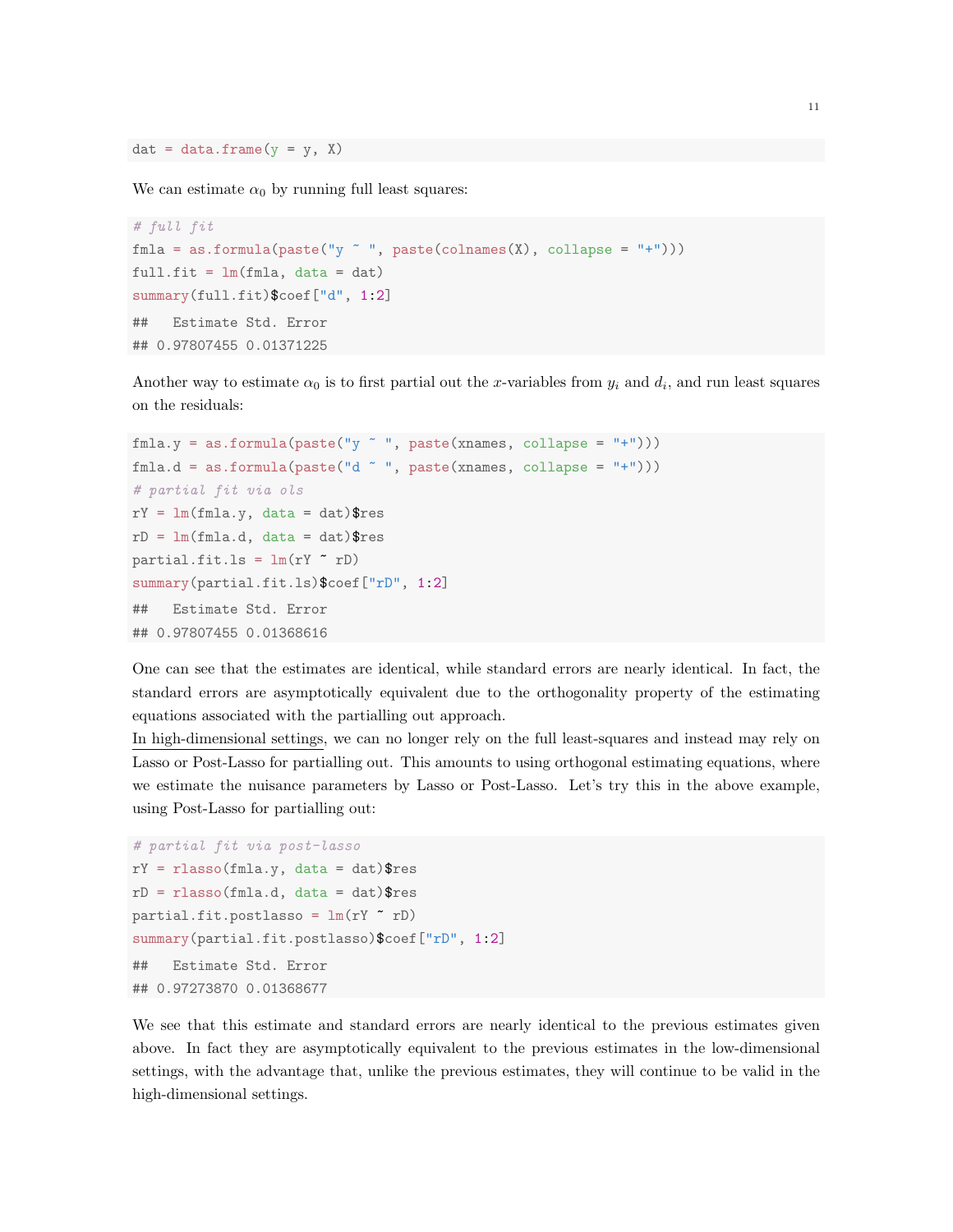```r
dat = data.frame(y = y, X)
```

We can estimate $\alpha_0$ by running full least squares:

```r
# full fit
fmla = as.formula(paste("y ~ ", paste(colnames(X), collapse = "+")))
full.fit = lm(fmla, data = dat)
summary(full.fit)$coef["d", 1:2]
```

```
##   Estimate Std. Error
## 0.97807455 0.01371225
```

Another way to estimate $\alpha_0$ is to first partial out the $x$-variables from $y_i$ and $d_i$, and run least squares on the residuals:

```r
fmla.y = as.formula(paste("y ~ ", paste(xnames, collapse = "+")))
fmla.d = as.formula(paste("d ~ ", paste(xnames, collapse = "+")))
# partial fit via ols
rY = lm(fmla.y, data = dat)$res
rD = lm(fmla.d, data = dat)$res
partial.fit.ls = lm(rY ~ rD)
summary(partial.fit.ls)$coef["rD", 1:2]
```

```
##   Estimate Std. Error
## 0.97807455 0.01368616
```

One can see that the estimates are identical, while standard errors are nearly identical. In fact, the standard errors are asymptotically equivalent due to the orthogonality property of the estimating equations associated with the partialling out approach.
In high-dimensional settings, we can no longer rely on the full least-squares and instead may rely on Lasso or Post-Lasso for partialling out. This amounts to using orthogonal estimating equations, where we estimate the nuisance parameters by Lasso or Post-Lasso. Let's try this in the above example, using Post-Lasso for partialling out:

```r
# partial fit via post-lasso
rY = rlasso(fmla.y, data = dat)$res
rD = rlasso(fmla.d, data = dat)$res
partial.fit.postlasso = lm(rY ~ rD)
summary(partial.fit.postlasso)$coef["rD", 1:2]
```

```
##   Estimate Std. Error
## 0.97273870 0.01368677
```

We see that this estimate and standard errors are nearly identical to the previous estimates given above. In fact they are asymptotically equivalent to the previous estimates in the low-dimensional settings, with the advantage that, unlike the previous estimates, they will continue to be valid in the high-dimensional settings.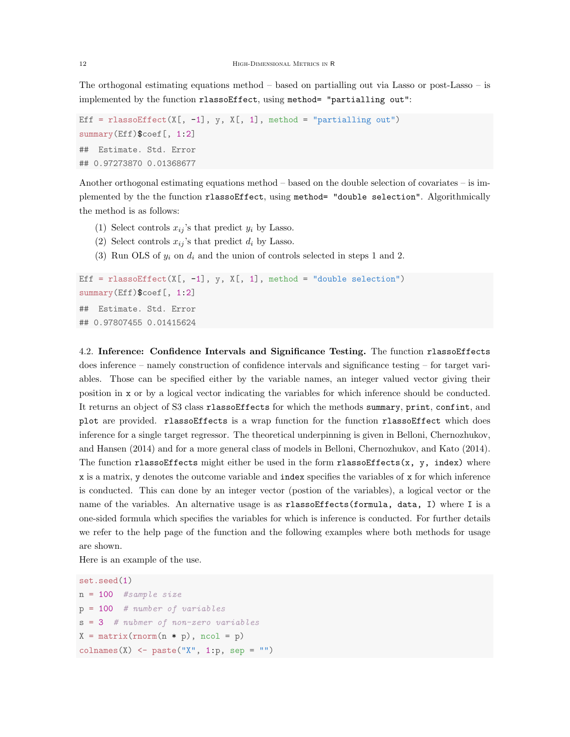The orthogonal estimating equations method – based on partialling out via Lasso or post-Lasso – is implemented by the function `rlassoEffect`, using `method= "partialling out"`:

```
Eff = rlassoEffect(X[, -1], y, X[, 1], method = "partialling out")
summary(Eff)$coef[, 1:2]
```

```
##  Estimate. Std. Error
## 0.97273870 0.01368677
```

Another orthogonal estimating equations method – based on the double selection of covariates – is implemented by the the function `rlassoEffect`, using `method= "double selection"`. Algorithmically the method is as follows:

(1) Select controls $x_{ij}$'s that predict $y_i$ by Lasso.
(2) Select controls $x_{ij}$'s that predict $d_i$ by Lasso.
(3) Run OLS of $y_i$ on $d_i$ and the union of controls selected in steps 1 and 2.

```
Eff = rlassoEffect(X[, -1], y, X[, 1], method = "double selection")
summary(Eff)$coef[, 1:2]
```

```
##  Estimate. Std. Error
## 0.97807455 0.01415624
```

4.2. **Inference: Confidence Intervals and Significance Testing.** The function `rlassoEffects` does inference – namely construction of confidence intervals and significance testing – for target variables. Those can be specified either by the variable names, an integer valued vector giving their position in `x` or by a logical vector indicating the variables for which inference should be conducted. It returns an object of S3 class `rlassoEffects` for which the methods `summary`, `print`, `confint`, and `plot` are provided. `rlassoEffects` is a wrap function for the function `rlassoEffect` which does inference for a single target regressor. The theoretical underpinning is given in Belloni, Chernozhukov, and Hansen (2014) and for a more general class of models in Belloni, Chernozhukov, and Kato (2014). The function `rlassoEffects` might either be used in the form `rlassoEffects(x, y, index)` where `x` is a matrix, `y` denotes the outcome variable and `index` specifies the variables of `x` for which inference is conducted. This can done by an integer vector (postion of the variables), a logical vector or the name of the variables. An alternative usage is as `rlassoEffects(formula, data, I)` where `I` is a one-sided formula which specifies the variables for which is inference is conducted. For further details we refer to the help page of the function and the following examples where both methods for usage are shown.

Here is an example of the use.

```
set.seed(1)
n = 100  #sample size
p = 100  # number of variables
s = 3  # nubmer of non-zero variables
X = matrix(rnorm(n * p), ncol = p)
colnames(X) <- paste("X", 1:p, sep = "")
```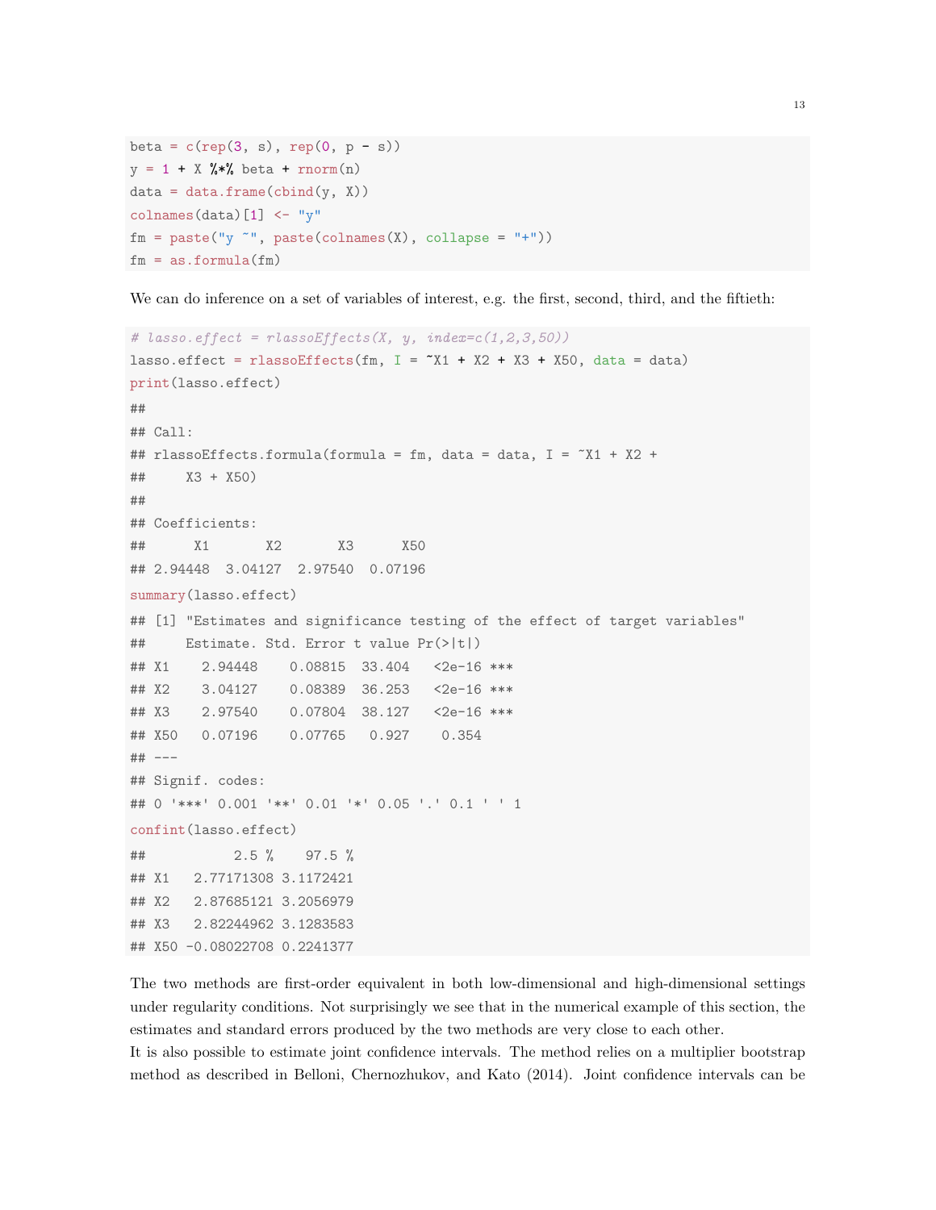```r
beta = c(rep(3, s), rep(0, p - s))
y = 1 + X %*% beta + rnorm(n)
data = data.frame(cbind(y, X))
colnames(data)[1] <- "y"
fm = paste("y ~", paste(colnames(X), collapse = "+"))
fm = as.formula(fm)
```

We can do inference on a set of variables of interest, e.g. the first, second, third, and the fiftieth:

```r
# lasso.effect = rlassoEffects(X, y, index=c(1,2,3,50))
lasso.effect = rlassoEffects(fm, I = ~X1 + X2 + X3 + X50, data = data)
print(lasso.effect)
##
## Call:
## rlassoEffects.formula(formula = fm, data = data, I = ~X1 + X2 +
##     X3 + X50)
##
## Coefficients:
##      X1       X2       X3      X50
## 2.94448  3.04127  2.97540  0.07196
summary(lasso.effect)
## [1] "Estimates and significance testing of the effect of target variables"
##     Estimate. Std. Error t value Pr(>|t|)
## X1    2.94448    0.08815  33.404   <2e-16 ***
## X2    3.04127    0.08389  36.253   <2e-16 ***
## X3    2.97540    0.07804  38.127   <2e-16 ***
## X50   0.07196    0.07765   0.927    0.354
## ---
## Signif. codes:
## 0 '***' 0.001 '**' 0.01 '*' 0.05 '.' 0.1 ' ' 1
confint(lasso.effect)
##           2.5 %    97.5 %
## X1   2.77171308 3.1172421
## X2   2.87685121 3.2056979
## X3   2.82244962 3.1283583
## X50 -0.08022708 0.2241377
```

The two methods are first-order equivalent in both low-dimensional and high-dimensional settings under regularity conditions. Not surprisingly we see that in the numerical example of this section, the estimates and standard errors produced by the two methods are very close to each other.
It is also possible to estimate joint confidence intervals. The method relies on a multiplier bootstrap method as described in Belloni, Chernozhukov, and Kato (2014). Joint confidence intervals can be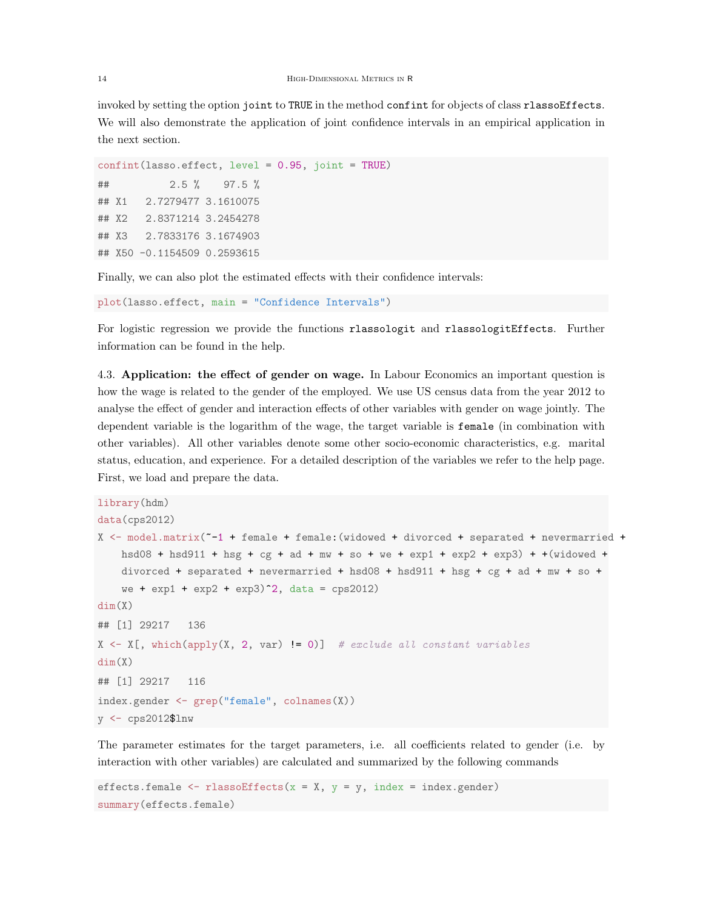invoked by setting the option `joint` to `TRUE` in the method `confint` for objects of class `rlassoEffects`. We will also demonstrate the application of joint confidence intervals in an empirical application in the next section.

```
confint(lasso.effect, level = 0.95, joint = TRUE)
##          2.5 %    97.5 %
## X1   2.7279477 3.1610075
## X2   2.8371214 3.2454278
## X3   2.7833176 3.1674903
## X50 -0.1154509 0.2593615
```

Finally, we can also plot the estimated effects with their confidence intervals:

```
plot(lasso.effect, main = "Confidence Intervals")
```

For logistic regression we provide the functions `rlassologit` and `rlassologitEffects`. Further information can be found in the help.

4.3. **Application: the effect of gender on wage.** In Labour Economics an important question is how the wage is related to the gender of the employed. We use US census data from the year 2012 to analyse the effect of gender and interaction effects of other variables with gender on wage jointly. The dependent variable is the logarithm of the wage, the target variable is `female` (in combination with other variables). All other variables denote some other socio-economic characteristics, e.g. marital status, education, and experience. For a detailed description of the variables we refer to the help page. First, we load and prepare the data.

```
library(hdm)
data(cps2012)
X <- model.matrix(~-1 + female + female:(widowed + divorced + separated + nevermarried +
    hsd08 + hsd911 + hsg + cg + ad + mw + so + we + exp1 + exp2 + exp3) + +(widowed +
    divorced + separated + nevermarried + hsd08 + hsd911 + hsg + cg + ad + mw + so +
    we + exp1 + exp2 + exp3)^2, data = cps2012)
dim(X)
## [1] 29217   136
X <- X[, which(apply(X, 2, var) != 0)]  # exclude all constant variables
dim(X)
## [1] 29217   116
index.gender <- grep("female", colnames(X))
y <- cps2012$lnw
```

The parameter estimates for the target parameters, i.e. all coefficients related to gender (i.e. by interaction with other variables) are calculated and summarized by the following commands

```
effects.female <- rlassoEffects(x = X, y = y, index = index.gender)
summary(effects.female)
```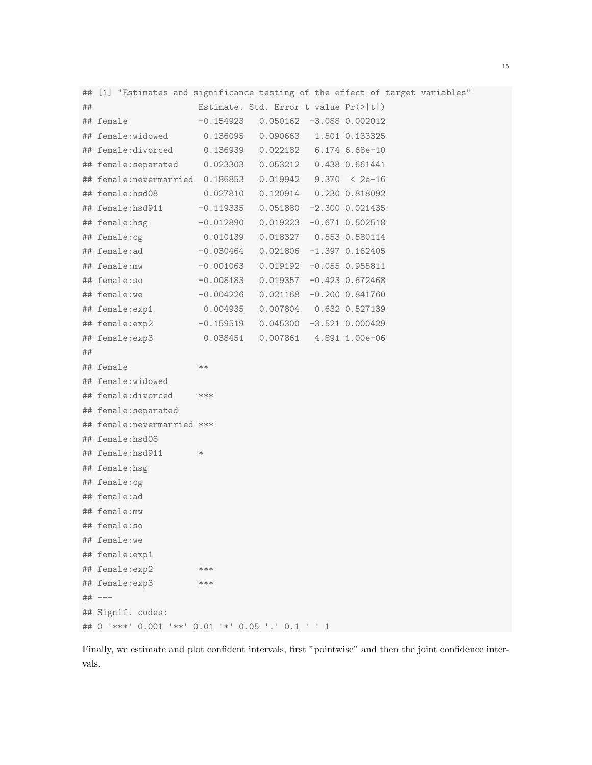```
## [1] "Estimates and significance testing of the effect of target variables"
##                      Estimate. Std. Error t value Pr(>|t|)
## female               -0.154923   0.050162  -3.088 0.002012
## female:widowed        0.136095   0.090663   1.501 0.133325
## female:divorced       0.136939   0.022182   6.174 6.68e-10
## female:separated      0.023303   0.053212   0.438 0.661441
## female:nevermarried   0.186853   0.019942   9.370  < 2e-16
## female:hsd08          0.027810   0.120914   0.230 0.818092
## female:hsd911        -0.119335   0.051880  -2.300 0.021435
## female:hsg           -0.012890   0.019223  -0.671 0.502518
## female:cg             0.010139   0.018327   0.553 0.580114
## female:ad            -0.030464   0.021806  -1.397 0.162405
## female:mw            -0.001063   0.019192  -0.055 0.955811
## female:so            -0.008183   0.019357  -0.423 0.672468
## female:we            -0.004226   0.021168  -0.200 0.841760
## female:exp1           0.004935   0.007804   0.632 0.527139
## female:exp2          -0.159519   0.045300  -3.521 0.000429
## female:exp3           0.038451   0.007861   4.891 1.00e-06
##
## female               **
## female:widowed
## female:divorced      ***
## female:separated
## female:nevermarried ***
## female:hsd08
## female:hsd911        *
## female:hsg
## female:cg
## female:ad
## female:mw
## female:so
## female:we
## female:exp1
## female:exp2          ***
## female:exp3          ***
## ---
## Signif. codes:
## 0 '***' 0.001 '**' 0.01 '*' 0.05 '.' 0.1 ' ' 1
```

Finally, we estimate and plot confident intervals, first "pointwise" and then the joint confidence intervals.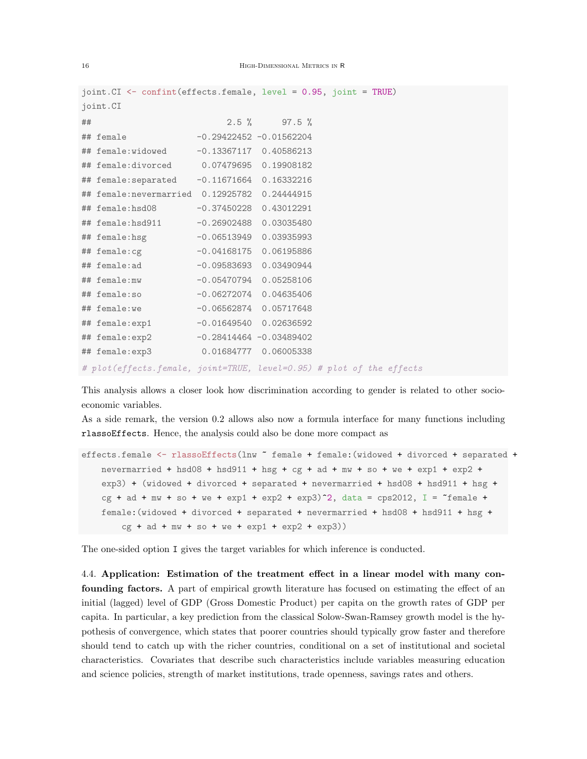```
joint.CI <- confint(effects.female, level = 0.95, joint = TRUE)
joint.CI
##                           2.5 %      97.5 %
## female              -0.29422452 -0.01562204
## female:widowed      -0.13367117  0.40586213
## female:divorced      0.07479695  0.19908182
## female:separated    -0.11671664  0.16332216
## female:nevermarried  0.12925782  0.24444915
## female:hsd08        -0.37450228  0.43012291
## female:hsd911       -0.26902488  0.03035480
## female:hsg          -0.06513949  0.03935993
## female:cg           -0.04168175  0.06195886
## female:ad           -0.09583693  0.03490944
## female:mw           -0.05470794  0.05258106
## female:so           -0.06272074  0.04635406
## female:we           -0.06562874  0.05717648
## female:exp1         -0.01649540  0.02636592
## female:exp2         -0.28414464 -0.03489402
## female:exp3          0.01684777  0.06005338
# plot(effects.female, joint=TRUE, level=0.95) # plot of the effects
```

This analysis allows a closer look how discrimination according to gender is related to other socio-economic variables.

As a side remark, the version 0.2 allows also now a formula interface for many functions including `rlassoEffects`. Hence, the analysis could also be done more compact as

```
effects.female <- rlassoEffects(lnw ~ female + female:(widowed + divorced + separated +
    nevermarried + hsd08 + hsd911 + hsg + cg + ad + mw + so + we + exp1 + exp2 +
    exp3) + (widowed + divorced + separated + nevermarried + hsd08 + hsd911 + hsg +
    cg + ad + mw + so + we + exp1 + exp2 + exp3)^2, data = cps2012, I = ~female +
    female:(widowed + divorced + separated + nevermarried + hsd08 + hsd911 + hsg +
        cg + ad + mw + so + we + exp1 + exp2 + exp3))
```

The one-sided option `I` gives the target variables for which inference is conducted.

4.4. **Application: Estimation of the treatment effect in a linear model with many confounding factors.** A part of empirical growth literature has focused on estimating the effect of an initial (lagged) level of GDP (Gross Domestic Product) per capita on the growth rates of GDP per capita. In particular, a key prediction from the classical Solow-Swan-Ramsey growth model is the hypothesis of convergence, which states that poorer countries should typically grow faster and therefore should tend to catch up with the richer countries, conditional on a set of institutional and societal characteristics. Covariates that describe such characteristics include variables measuring education and science policies, strength of market institutions, trade openness, savings rates and others.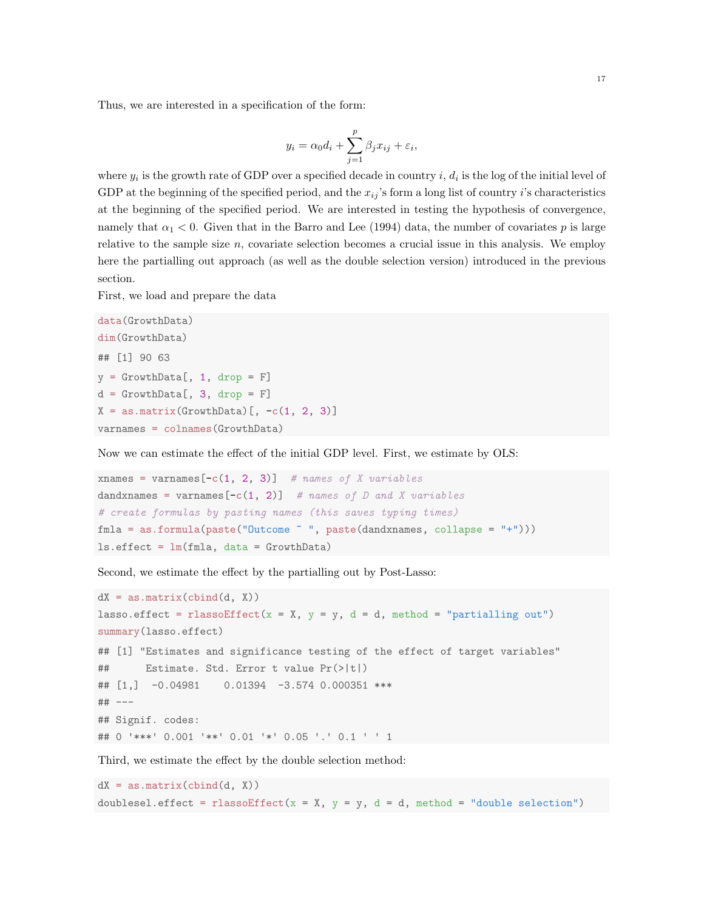Thus, we are interested in a specification of the form:

$$y_i = \alpha_0 d_i + \sum_{j=1}^{p} \beta_j x_{ij} + \varepsilon_i,$$

where $y_i$ is the growth rate of GDP over a specified decade in country $i$, $d_i$ is the log of the initial level of GDP at the beginning of the specified period, and the $x_{ij}$'s form a long list of country $i$'s characteristics at the beginning of the specified period. We are interested in testing the hypothesis of convergence, namely that $\alpha_1 < 0$. Given that in the Barro and Lee (1994) data, the number of covariates $p$ is large relative to the sample size $n$, covariate selection becomes a crucial issue in this analysis. We employ here the partialling out approach (as well as the double selection version) introduced in the previous section.

First, we load and prepare the data

```
data(GrowthData)
dim(GrowthData)
## [1] 90 63
y = GrowthData[, 1, drop = F]
d = GrowthData[, 3, drop = F]
X = as.matrix(GrowthData)[, -c(1, 2, 3)]
varnames = colnames(GrowthData)
```

Now we can estimate the effect of the initial GDP level. First, we estimate by OLS:

```
xnames = varnames[-c(1, 2, 3)]  # names of X variables
dandxnames = varnames[-c(1, 2)]  # names of D and X variables
# create formulas by pasting names (this saves typing times)
fmla = as.formula(paste("Outcome ~ ", paste(dandxnames, collapse = "+")))
ls.effect = lm(fmla, data = GrowthData)
```

Second, we estimate the effect by the partialling out by Post-Lasso:

```
dX = as.matrix(cbind(d, X))
lasso.effect = rlassoEffect(x = X, y = y, d = d, method = "partialling out")
summary(lasso.effect)
## [1] "Estimates and significance testing of the effect of target variables"
##      Estimate. Std. Error t value Pr(>|t|)
## [1,]  -0.04981    0.01394  -3.574 0.000351 ***
## ---
## Signif. codes:
## 0 '***' 0.001 '**' 0.01 '*' 0.05 '.' 0.1 ' ' 1
```

Third, we estimate the effect by the double selection method:

```
dX = as.matrix(cbind(d, X))
doublesel.effect = rlassoEffect(x = X, y = y, d = d, method = "double selection")
```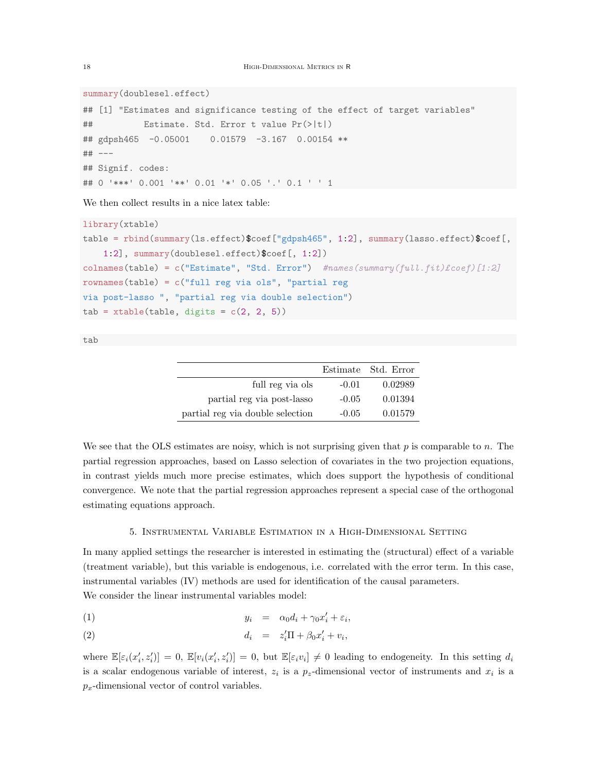```
summary(doublesel.effect)
## [1] "Estimates and significance testing of the effect of target variables"
##          Estimate. Std. Error t value Pr(>|t|)
## gdpsh465  -0.05001    0.01579  -3.167  0.00154 **
## ---
## Signif. codes:
## 0 '***' 0.001 '**' 0.01 '*' 0.05 '.' 0.1 ' ' 1
```

We then collect results in a nice latex table:

```
library(xtable)
table = rbind(summary(ls.effect)$coef["gdpsh465", 1:2], summary(lasso.effect)$coef[,
    1:2], summary(doublesel.effect)$coef[, 1:2])
colnames(table) = c("Estimate", "Std. Error")  #names(summary(full.fit)£coef)[1:2]
rownames(table) = c("full reg via ols", "partial reg
via post-lasso ", "partial reg via double selection")
tab = xtable(table, digits = c(2, 2, 5))
```

```
tab
```

| | Estimate | Std. Error |
|---|---|---|
| full reg via ols | -0.01 | 0.02989 |
| partial reg via post-lasso | -0.05 | 0.01394 |
| partial reg via double selection | -0.05 | 0.01579 |

We see that the OLS estimates are noisy, which is not surprising given that $p$ is comparable to $n$. The partial regression approaches, based on Lasso selection of covariates in the two projection equations, in contrast yields much more precise estimates, which does support the hypothesis of conditional convergence. We note that the partial regression approaches represent a special case of the orthogonal estimating equations approach.

## 5. Instrumental Variable Estimation in a High-Dimensional Setting

In many applied settings the researcher is interested in estimating the (structural) effect of a variable (treatment variable), but this variable is endogenous, i.e. correlated with the error term. In this case, instrumental variables (IV) methods are used for identification of the causal parameters.

We consider the linear instrumental variables model:

$$y_i = \alpha_0 d_i + \gamma_0 x_i' + \varepsilon_i, \tag{1}$$

$$d_i = z_i'\Pi + \beta_0 x_i' + v_i, \tag{2}$$

where $\mathbb{E}[\varepsilon_i(x_i', z_i')] = 0$, $\mathbb{E}[v_i(x_i', z_i')] = 0$, but $\mathbb{E}[\varepsilon_i v_i] \neq 0$ leading to endogeneity. In this setting $d_i$ is a scalar endogenous variable of interest, $z_i$ is a $p_z$-dimensional vector of instruments and $x_i$ is a $p_x$-dimensional vector of control variables.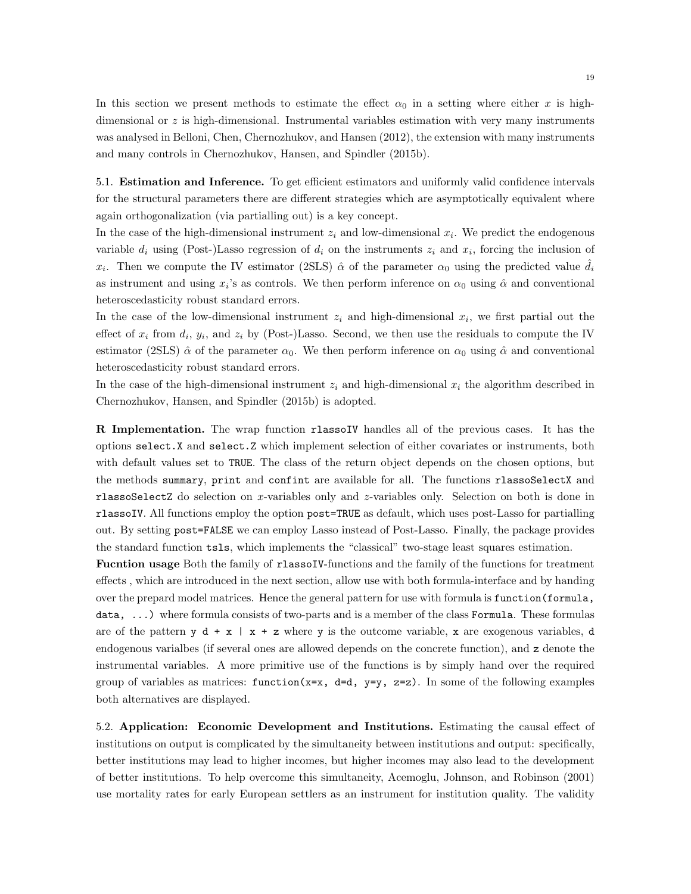In this section we present methods to estimate the effect $\alpha_0$ in a setting where either $x$ is high-dimensional or $z$ is high-dimensional. Instrumental variables estimation with very many instruments was analysed in Belloni, Chen, Chernozhukov, and Hansen (2012), the extension with many instruments and many controls in Chernozhukov, Hansen, and Spindler (2015b).

5.1. **Estimation and Inference.** To get efficient estimators and uniformly valid confidence intervals for the structural parameters there are different strategies which are asymptotically equivalent where again orthogonalization (via partialling out) is a key concept.

In the case of the high-dimensional instrument $z_i$ and low-dimensional $x_i$. We predict the endogenous variable $d_i$ using (Post-)Lasso regression of $d_i$ on the instruments $z_i$ and $x_i$, forcing the inclusion of $x_i$. Then we compute the IV estimator (2SLS) $\hat{\alpha}$ of the parameter $\alpha_0$ using the predicted value $\hat{d}_i$ as instrument and using $x_i$'s as controls. We then perform inference on $\alpha_0$ using $\hat{\alpha}$ and conventional heteroscedasticity robust standard errors.

In the case of the low-dimensional instrument $z_i$ and high-dimensional $x_i$, we first partial out the effect of $x_i$ from $d_i$, $y_i$, and $z_i$ by (Post-)Lasso. Second, we then use the residuals to compute the IV estimator (2SLS) $\hat{\alpha}$ of the parameter $\alpha_0$. We then perform inference on $\alpha_0$ using $\hat{\alpha}$ and conventional heteroscedasticity robust standard errors.

In the case of the high-dimensional instrument $z_i$ and high-dimensional $x_i$ the algorithm described in Chernozhukov, Hansen, and Spindler (2015b) is adopted.

**R Implementation.** The wrap function `rlassoIV` handles all of the previous cases. It has the options `select.X` and `select.Z` which implement selection of either covariates or instruments, both with default values set to `TRUE`. The class of the return object depends on the chosen options, but the methods `summary`, `print` and `confint` are available for all. The functions `rlassoSelectX` and `rlassoSelectZ` do selection on $x$-variables only and $z$-variables only. Selection on both is done in `rlassoIV`. All functions employ the option `post=TRUE` as default, which uses post-Lasso for partialling out. By setting `post=FALSE` we can employ Lasso instead of Post-Lasso. Finally, the package provides the standard function `tsls`, which implements the "classical" two-stage least squares estimation.

**Fucntion usage** Both the family of `rlassoIV`-functions and the family of the functions for treatment effects , which are introduced in the next section, allow use with both formula-interface and by handing over the prepard model matrices. Hence the general pattern for use with formula is `function(formula, data, ...)` where formula consists of two-parts and is a member of the class `Formula`. These formulas are of the pattern `y d + x | x + z` where `y` is the outcome variable, `x` are exogenous variables, `d` endogenous varialbes (if several ones are allowed depends on the concrete function), and `z` denote the instrumental variables. A more primitive use of the functions is by simply hand over the required group of variables as matrices: `function(x=x, d=d, y=y, z=z)`. In some of the following examples both alternatives are displayed.

5.2. **Application: Economic Development and Institutions.** Estimating the causal effect of institutions on output is complicated by the simultaneity between institutions and output: specifically, better institutions may lead to higher incomes, but higher incomes may also lead to the development of better institutions. To help overcome this simultaneity, Acemoglu, Johnson, and Robinson (2001) use mortality rates for early European settlers as an instrument for institution quality. The validity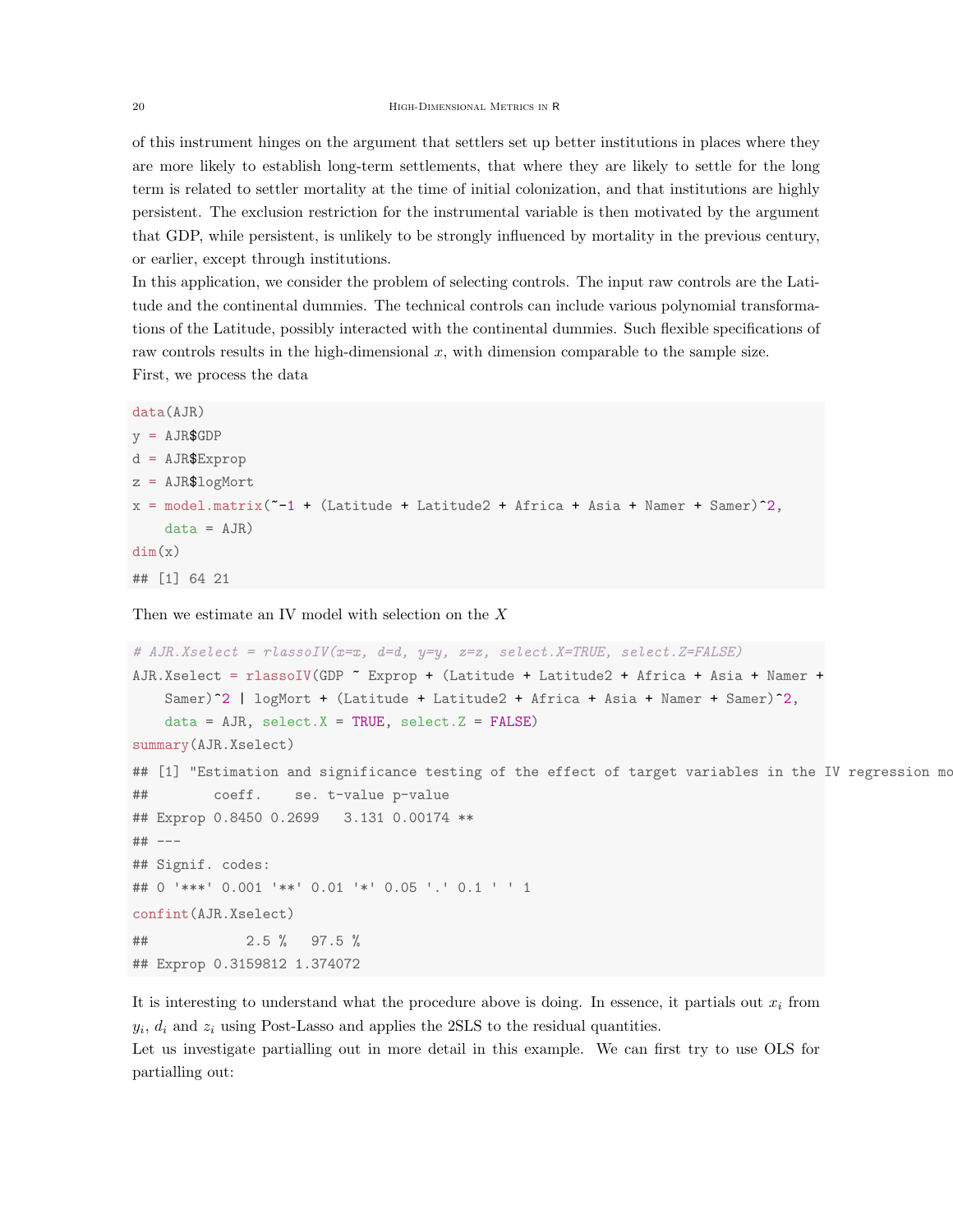of this instrument hinges on the argument that settlers set up better institutions in places where they are more likely to establish long-term settlements, that where they are likely to settle for the long term is related to settler mortality at the time of initial colonization, and that institutions are highly persistent. The exclusion restriction for the instrumental variable is then motivated by the argument that GDP, while persistent, is unlikely to be strongly influenced by mortality in the previous century, or earlier, except through institutions.

In this application, we consider the problem of selecting controls. The input raw controls are the Latitude and the continental dummies. The technical controls can include various polynomial transformations of the Latitude, possibly interacted with the continental dummies. Such flexible specifications of raw controls results in the high-dimensional $x$, with dimension comparable to the sample size.

First, we process the data

```
data(AJR)
y = AJR$GDP
d = AJR$Exprop
z = AJR$logMort
x = model.matrix(~-1 + (Latitude + Latitude2 + Africa + Asia + Namer + Samer)^2,
    data = AJR)
dim(x)
## [1] 64 21
```

Then we estimate an IV model with selection on the $X$

```
# AJR.Xselect = rlassoIV(x=x, d=d, y=y, z=z, select.X=TRUE, select.Z=FALSE)
AJR.Xselect = rlassoIV(GDP ~ Exprop + (Latitude + Latitude2 + Africa + Asia + Namer +
    Samer)^2 | logMort + (Latitude + Latitude2 + Africa + Asia + Namer + Samer)^2,
    data = AJR, select.X = TRUE, select.Z = FALSE)
summary(AJR.Xselect)
## [1] "Estimation and significance testing of the effect of target variables in the IV regression mo
##        coeff.    se. t-value p-value
## Exprop 0.8450 0.2699   3.131 0.00174 **
## ---
## Signif. codes:
## 0 '***' 0.001 '**' 0.01 '*' 0.05 '.' 0.1 ' ' 1
confint(AJR.Xselect)
##            2.5 %   97.5 %
## Exprop 0.3159812 1.374072
```

It is interesting to understand what the procedure above is doing. In essence, it partials out $x_i$ from $y_i$, $d_i$ and $z_i$ using Post-Lasso and applies the 2SLS to the residual quantities.

Let us investigate partialling out in more detail in this example. We can first try to use OLS for partialling out: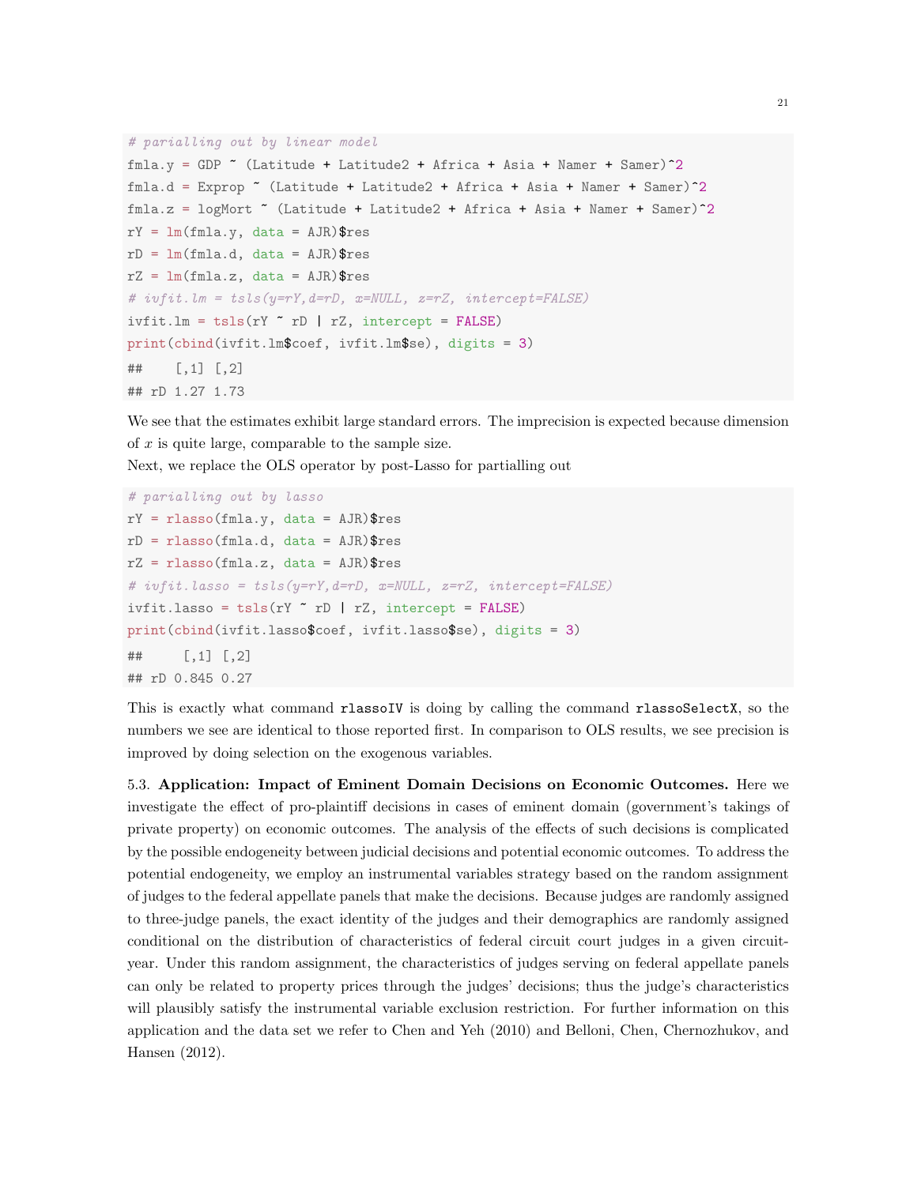```
# parialling out by linear model
fmla.y = GDP ~ (Latitude + Latitude2 + Africa + Asia + Namer + Samer)^2
fmla.d = Exprop ~ (Latitude + Latitude2 + Africa + Asia + Namer + Samer)^2
fmla.z = logMort ~ (Latitude + Latitude2 + Africa + Asia + Namer + Samer)^2
rY = lm(fmla.y, data = AJR)$res
rD = lm(fmla.d, data = AJR)$res
rZ = lm(fmla.z, data = AJR)$res
# ivfit.lm = tsls(y=rY,d=rD, x=NULL, z=rZ, intercept=FALSE)
ivfit.lm = tsls(rY ~ rD | rZ, intercept = FALSE)
print(cbind(ivfit.lm$coef, ivfit.lm$se), digits = 3)
##    [,1] [,2]
## rD 1.27 1.73
```

We see that the estimates exhibit large standard errors. The imprecision is expected because dimension of $x$ is quite large, comparable to the sample size.
Next, we replace the OLS operator by post-Lasso for partialling out

```
# parialling out by lasso
rY = rlasso(fmla.y, data = AJR)$res
rD = rlasso(fmla.d, data = AJR)$res
rZ = rlasso(fmla.z, data = AJR)$res
# ivfit.lasso = tsls(y=rY,d=rD, x=NULL, z=rZ, intercept=FALSE)
ivfit.lasso = tsls(rY ~ rD | rZ, intercept = FALSE)
print(cbind(ivfit.lasso$coef, ivfit.lasso$se), digits = 3)
##     [,1] [,2]
## rD 0.845 0.27
```

This is exactly what command `rlassoIV` is doing by calling the command `rlassoSelectX`, so the numbers we see are identical to those reported first. In comparison to OLS results, we see precision is improved by doing selection on the exogenous variables.

5.3. **Application: Impact of Eminent Domain Decisions on Economic Outcomes.** Here we investigate the effect of pro-plaintiff decisions in cases of eminent domain (government's takings of private property) on economic outcomes. The analysis of the effects of such decisions is complicated by the possible endogeneity between judicial decisions and potential economic outcomes. To address the potential endogeneity, we employ an instrumental variables strategy based on the random assignment of judges to the federal appellate panels that make the decisions. Because judges are randomly assigned to three-judge panels, the exact identity of the judges and their demographics are randomly assigned conditional on the distribution of characteristics of federal circuit court judges in a given circuit-year. Under this random assignment, the characteristics of judges serving on federal appellate panels can only be related to property prices through the judges' decisions; thus the judge's characteristics will plausibly satisfy the instrumental variable exclusion restriction. For further information on this application and the data set we refer to Chen and Yeh (2010) and Belloni, Chen, Chernozhukov, and Hansen (2012).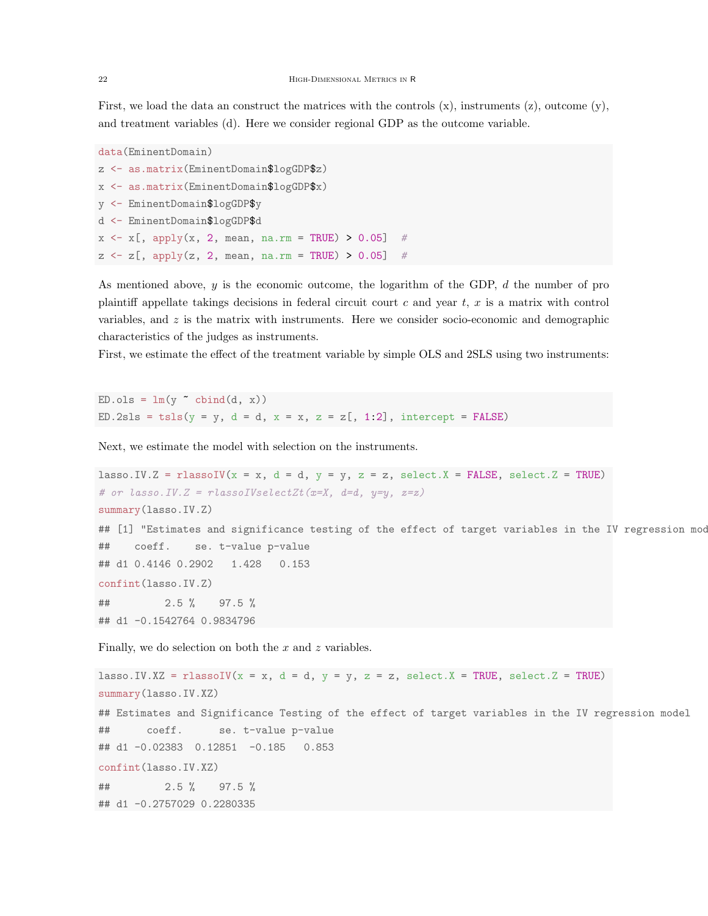First, we load the data an construct the matrices with the controls (x), instruments (z), outcome (y), and treatment variables (d). Here we consider regional GDP as the outcome variable.

```
data(EminentDomain)
z <- as.matrix(EminentDomain$logGDP$z)
x <- as.matrix(EminentDomain$logGDP$x)
y <- EminentDomain$logGDP$y
d <- EminentDomain$logGDP$d
x <- x[, apply(x, 2, mean, na.rm = TRUE) > 0.05]  #
z <- z[, apply(z, 2, mean, na.rm = TRUE) > 0.05]  #
```

As mentioned above, $y$ is the economic outcome, the logarithm of the GDP, $d$ the number of pro plaintiff appellate takings decisions in federal circuit court $c$ and year $t$, $x$ is a matrix with control variables, and $z$ is the matrix with instruments. Here we consider socio-economic and demographic characteristics of the judges as instruments.
First, we estimate the effect of the treatment variable by simple OLS and 2SLS using two instruments:

```
ED.ols = lm(y ~ cbind(d, x))
ED.2sls = tsls(y = y, d = d, x = x, z = z[, 1:2], intercept = FALSE)
```

Next, we estimate the model with selection on the instruments.

```
lasso.IV.Z = rlassoIV(x = x, d = d, y = y, z = z, select.X = FALSE, select.Z = TRUE)
# or lasso.IV.Z = rlassoIVselectZt(x=X, d=d, y=y, z=z)
summary(lasso.IV.Z)
## [1] "Estimates and significance testing of the effect of target variables in the IV regression mod
##    coeff.    se. t-value p-value
## d1 0.4146 0.2902   1.428   0.153
confint(lasso.IV.Z)
##         2.5 %    97.5 %
## d1 -0.1542764 0.9834796
```

Finally, we do selection on both the $x$ and $z$ variables.

```
lasso.IV.XZ = rlassoIV(x = x, d = d, y = y, z = z, select.X = TRUE, select.Z = TRUE)
summary(lasso.IV.XZ)
## Estimates and Significance Testing of the effect of target variables in the IV regression model
##      coeff.      se. t-value p-value
## d1 -0.02383  0.12851  -0.185   0.853
confint(lasso.IV.XZ)
##         2.5 %    97.5 %
## d1 -0.2757029 0.2280335
```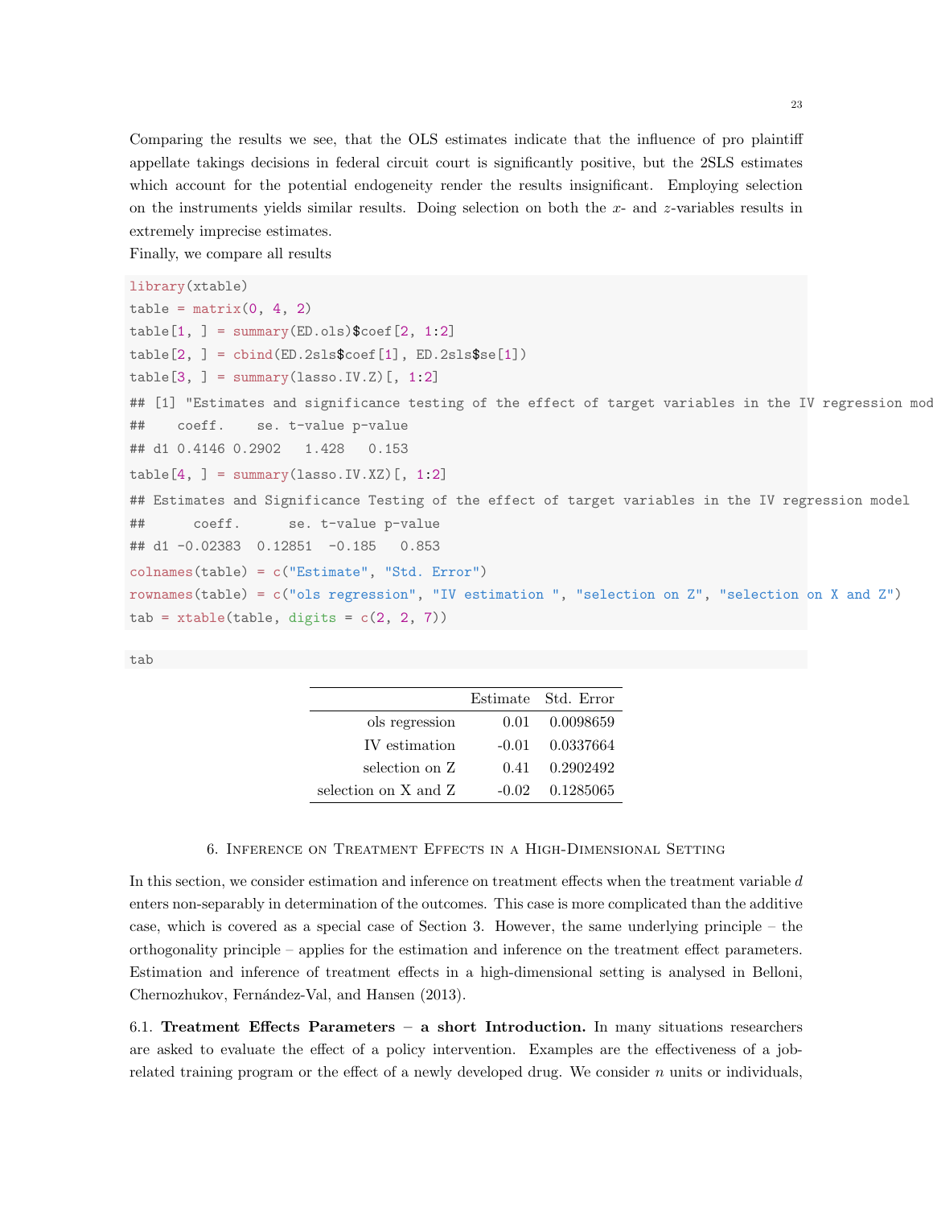Comparing the results we see, that the OLS estimates indicate that the influence of pro plaintiff appellate takings decisions in federal circuit court is significantly positive, but the 2SLS estimates which account for the potential endogeneity render the results insignificant. Employing selection on the instruments yields similar results. Doing selection on both the $x$- and $z$-variables results in extremely imprecise estimates.

Finally, we compare all results

```
library(xtable)
table = matrix(0, 4, 2)
table[1, ] = summary(ED.ols)$coef[2, 1:2]
table[2, ] = cbind(ED.2sls$coef[1], ED.2sls$se[1])
table[3, ] = summary(lasso.IV.Z)[, 1:2]
## [1] "Estimates and significance testing of the effect of target variables in the IV regression mod
##    coeff.    se. t-value p-value
## d1 0.4146 0.2902   1.428   0.153
table[4, ] = summary(lasso.IV.XZ)[, 1:2]
## Estimates and Significance Testing of the effect of target variables in the IV regression model
##      coeff.      se. t-value p-value
## d1 -0.02383  0.12851  -0.185   0.853
colnames(table) = c("Estimate", "Std. Error")
rownames(table) = c("ols regression", "IV estimation ", "selection on Z", "selection on X and Z")
tab = xtable(table, digits = c(2, 2, 7))
```

```
tab
```

| | Estimate | Std. Error |
|---|---|---|
| ols regression | 0.01 | 0.0098659 |
| IV estimation | -0.01 | 0.0337664 |
| selection on Z | 0.41 | 0.2902492 |
| selection on X and Z | -0.02 | 0.1285065 |

## 6. Inference on Treatment Effects in a High-Dimensional Setting

In this section, we consider estimation and inference on treatment effects when the treatment variable $d$ enters non-separably in determination of the outcomes. This case is more complicated than the additive case, which is covered as a special case of Section 3. However, the same underlying principle – the orthogonality principle – applies for the estimation and inference on the treatment effect parameters. Estimation and inference of treatment effects in a high-dimensional setting is analysed in Belloni, Chernozhukov, Fernández-Val, and Hansen (2013).

6.1. **Treatment Effects Parameters – a short Introduction.** In many situations researchers are asked to evaluate the effect of a policy intervention. Examples are the effectiveness of a job-related training program or the effect of a newly developed drug. We consider $n$ units or individuals,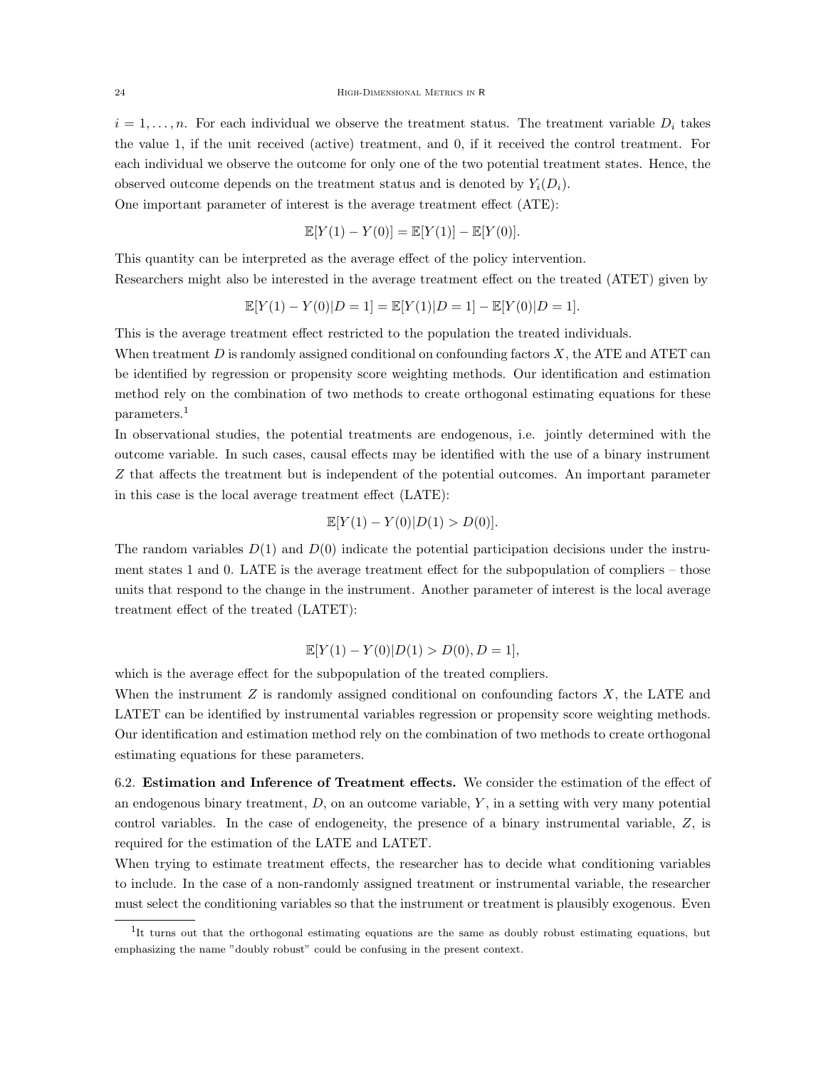$i = 1, \ldots, n$. For each individual we observe the treatment status. The treatment variable $D_i$ takes the value 1, if the unit received (active) treatment, and 0, if it received the control treatment. For each individual we observe the outcome for only one of the two potential treatment states. Hence, the observed outcome depends on the treatment status and is denoted by $Y_i(D_i)$.

One important parameter of interest is the average treatment effect (ATE):

$$\mathbb{E}[Y(1) - Y(0)] = \mathbb{E}[Y(1)] - \mathbb{E}[Y(0)].$$

This quantity can be interpreted as the average effect of the policy intervention.

Researchers might also be interested in the average treatment effect on the treated (ATET) given by

$$\mathbb{E}[Y(1) - Y(0)|D = 1] = \mathbb{E}[Y(1)|D = 1] - \mathbb{E}[Y(0)|D = 1].$$

This is the average treatment effect restricted to the population the treated individuals.

When treatment $D$ is randomly assigned conditional on confounding factors $X$, the ATE and ATET can be identified by regression or propensity score weighting methods. Our identification and estimation method rely on the combination of two methods to create orthogonal estimating equations for these parameters.[1]

In observational studies, the potential treatments are endogenous, i.e. jointly determined with the outcome variable. In such cases, causal effects may be identified with the use of a binary instrument $Z$ that affects the treatment but is independent of the potential outcomes. An important parameter in this case is the local average treatment effect (LATE):

$$\mathbb{E}[Y(1) - Y(0)|D(1) > D(0)].$$

The random variables $D(1)$ and $D(0)$ indicate the potential participation decisions under the instrument states 1 and 0. LATE is the average treatment effect for the subpopulation of compliers – those units that respond to the change in the instrument. Another parameter of interest is the local average treatment effect of the treated (LATET):

$$\mathbb{E}[Y(1) - Y(0)|D(1) > D(0), D = 1],$$

which is the average effect for the subpopulation of the treated compliers.

When the instrument $Z$ is randomly assigned conditional on confounding factors $X$, the LATE and LATET can be identified by instrumental variables regression or propensity score weighting methods. Our identification and estimation method rely on the combination of two methods to create orthogonal estimating equations for these parameters.

6.2. **Estimation and Inference of Treatment effects.** We consider the estimation of the effect of an endogenous binary treatment, $D$, on an outcome variable, $Y$, in a setting with very many potential control variables. In the case of endogeneity, the presence of a binary instrumental variable, $Z$, is required for the estimation of the LATE and LATET.

When trying to estimate treatment effects, the researcher has to decide what conditioning variables to include. In the case of a non-randomly assigned treatment or instrumental variable, the researcher must select the conditioning variables so that the instrument or treatment is plausibly exogenous. Even

[1] It turns out that the orthogonal estimating equations are the same as doubly robust estimating equations, but emphasizing the name "doubly robust" could be confusing in the present context.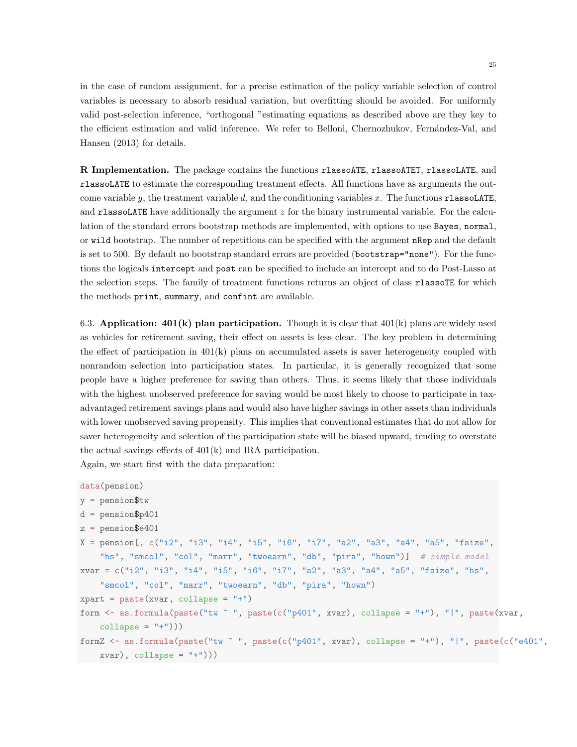in the case of random assignment, for a precise estimation of the policy variable selection of control variables is necessary to absorb residual variation, but overfitting should be avoided. For uniformly valid post-selection inference, “orthogonal ”estimating equations as described above are they key to the efficient estimation and valid inference. We refer to Belloni, Chernozhukov, Fernández-Val, and Hansen (2013) for details.

**R Implementation.** The package contains the functions `rlassoATE`, `rlassoATET`, `rlassoLATE`, and `rlassoLATE` to estimate the corresponding treatment effects. All functions have as arguments the outcome variable $y$, the treatment variable $d$, and the conditioning variables $x$. The functions `rlassoLATE`, and `rlassoLATE` have additionally the argument $z$ for the binary instrumental variable. For the calculation of the standard errors bootstrap methods are implemented, with options to use `Bayes`, `normal`, or `wild` bootstrap. The number of repetitions can be specified with the argument `nRep` and the default is set to 500. By default no bootstrap standard errors are provided (`bootstrap="none"`). For the functions the logicals `intercept` and `post` can be specified to include an intercept and to do Post-Lasso at the selection steps. The family of treatment functions returns an object of class `rlassoTE` for which the methods `print`, `summary`, and `confint` are available.

6.3. **Application: 401(k) plan participation.** Though it is clear that 401(k) plans are widely used as vehicles for retirement saving, their effect on assets is less clear. The key problem in determining the effect of participation in 401(k) plans on accumulated assets is saver heterogeneity coupled with nonrandom selection into participation states. In particular, it is generally recognized that some people have a higher preference for saving than others. Thus, it seems likely that those individuals with the highest unobserved preference for saving would be most likely to choose to participate in tax-advantaged retirement savings plans and would also have higher savings in other assets than individuals with lower unobserved saving propensity. This implies that conventional estimates that do not allow for saver heterogeneity and selection of the participation state will be biased upward, tending to overstate the actual savings effects of 401(k) and IRA participation.
Again, we start first with the data preparation:

```
data(pension)
y = pension$tw
d = pension$p401
z = pension$e401
X = pension[, c("i2", "i3", "i4", "i5", "i6", "i7", "a2", "a3", "a4", "a5", "fsize",
    "hs", "smcol", "col", "marr", "twoearn", "db", "pira", "hown")]  # simple model
xvar = c("i2", "i3", "i4", "i5", "i6", "i7", "a2", "a3", "a4", "a5", "fsize", "hs",
    "smcol", "col", "marr", "twoearn", "db", "pira", "hown")
xpart = paste(xvar, collapse = "+")
form <- as.formula(paste("tw ~ ", paste(c("p401", xvar), collapse = "+"), "|", paste(xvar,
    collapse = "+")))
formZ <- as.formula(paste("tw ~ ", paste(c("p401", xvar), collapse = "+"), "|", paste(c("e401",
    xvar), collapse = "+")))
```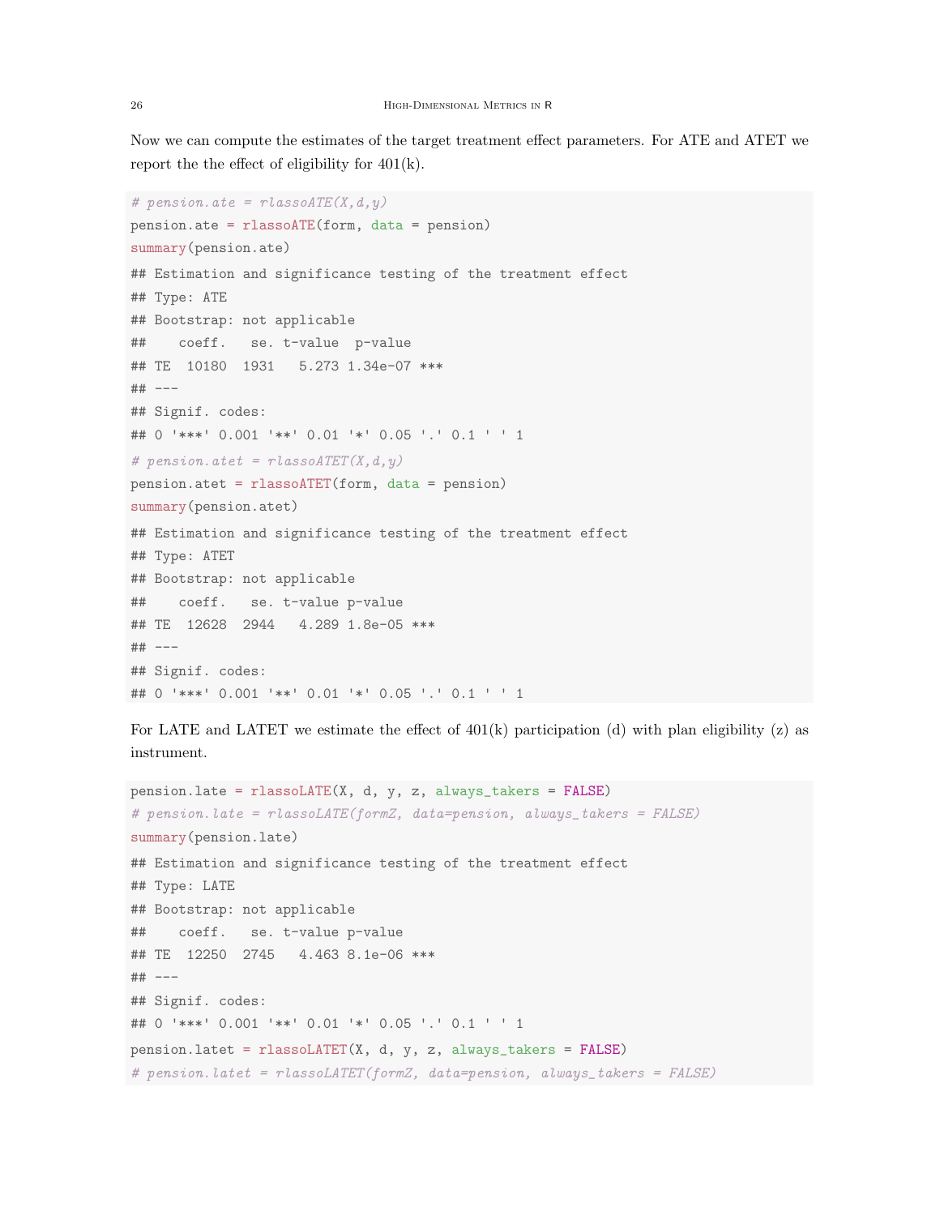Now we can compute the estimates of the target treatment effect parameters. For ATE and ATET we report the the effect of eligibility for 401(k).

```
# pension.ate = rlassoATE(X,d,y)
pension.ate = rlassoATE(form, data = pension)
summary(pension.ate)
## Estimation and significance testing of the treatment effect
## Type: ATE
## Bootstrap: not applicable
##    coeff.   se. t-value  p-value
## TE  10180  1931   5.273 1.34e-07 ***
## ---
## Signif. codes:
## 0 '***' 0.001 '**' 0.01 '*' 0.05 '.' 0.1 ' ' 1
# pension.atet = rlassoATET(X,d,y)
pension.atet = rlassoATET(form, data = pension)
summary(pension.atet)
## Estimation and significance testing of the treatment effect
## Type: ATET
## Bootstrap: not applicable
##    coeff.   se. t-value p-value
## TE  12628  2944   4.289 1.8e-05 ***
## ---
## Signif. codes:
## 0 '***' 0.001 '**' 0.01 '*' 0.05 '.' 0.1 ' ' 1
```

For LATE and LATET we estimate the effect of 401(k) participation (d) with plan eligibility (z) as instrument.

```
pension.late = rlassoLATE(X, d, y, z, always_takers = FALSE)
# pension.late = rlassoLATE(formZ, data=pension, always_takers = FALSE)
summary(pension.late)
## Estimation and significance testing of the treatment effect
## Type: LATE
## Bootstrap: not applicable
##    coeff.   se. t-value p-value
## TE  12250  2745   4.463 8.1e-06 ***
## ---
## Signif. codes:
## 0 '***' 0.001 '**' 0.01 '*' 0.05 '.' 0.1 ' ' 1
pension.latet = rlassoLATET(X, d, y, z, always_takers = FALSE)
# pension.latet = rlassoLATET(formZ, data=pension, always_takers = FALSE)
```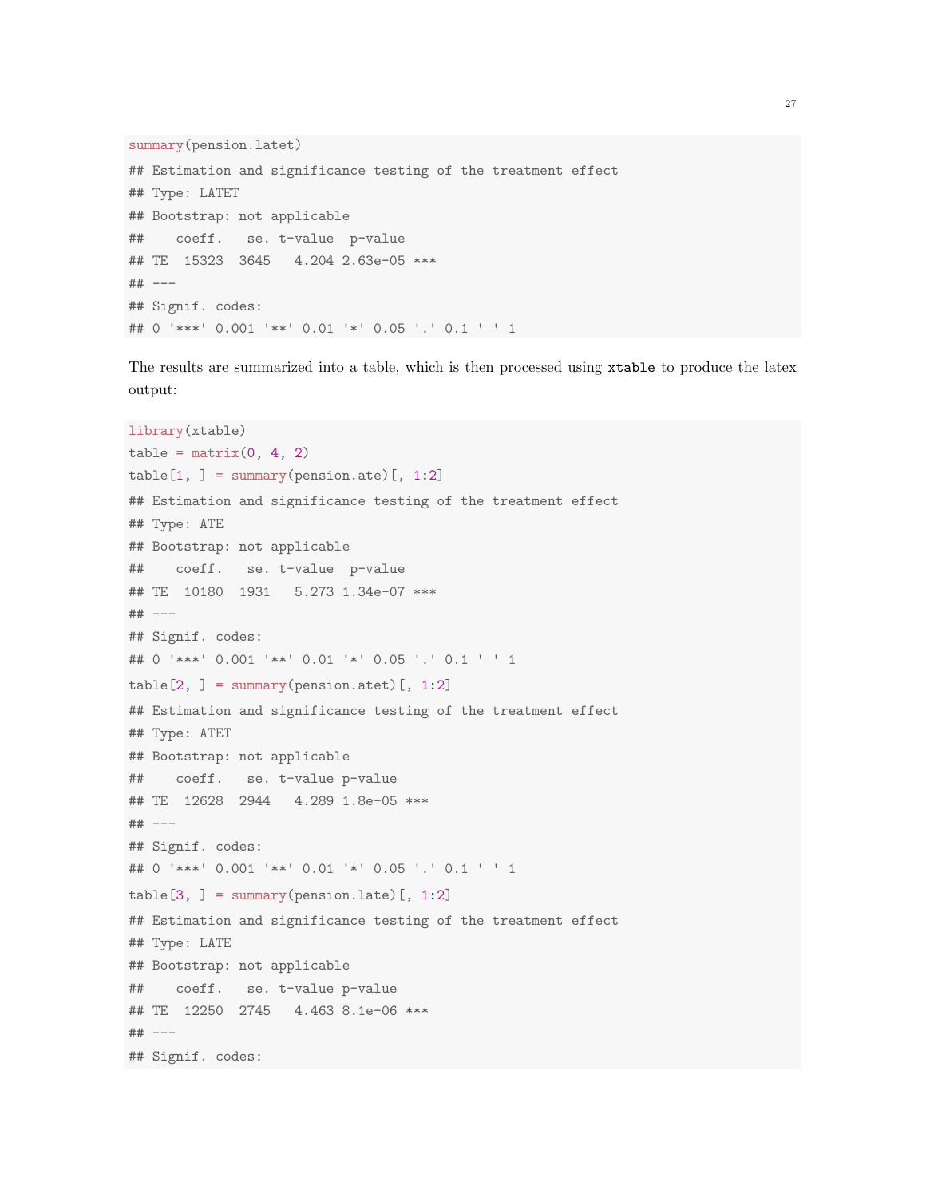```
summary(pension.latet)
## Estimation and significance testing of the treatment effect
## Type: LATET
## Bootstrap: not applicable
##    coeff.   se. t-value  p-value
## TE  15323  3645   4.204 2.63e-05 ***
## ---
## Signif. codes:
## 0 '***' 0.001 '**' 0.01 '*' 0.05 '.' 0.1 ' ' 1
```

The results are summarized into a table, which is then processed using `xtable` to produce the latex output:

```
library(xtable)
table = matrix(0, 4, 2)
table[1, ] = summary(pension.ate)[, 1:2]
## Estimation and significance testing of the treatment effect
## Type: ATE
## Bootstrap: not applicable
##    coeff.   se. t-value  p-value
## TE  10180  1931   5.273 1.34e-07 ***
## ---
## Signif. codes:
## 0 '***' 0.001 '**' 0.01 '*' 0.05 '.' 0.1 ' ' 1
table[2, ] = summary(pension.atet)[, 1:2]
## Estimation and significance testing of the treatment effect
## Type: ATET
## Bootstrap: not applicable
##    coeff.   se. t-value p-value
## TE  12628  2944   4.289 1.8e-05 ***
## ---
## Signif. codes:
## 0 '***' 0.001 '**' 0.01 '*' 0.05 '.' 0.1 ' ' 1
table[3, ] = summary(pension.late)[, 1:2]
## Estimation and significance testing of the treatment effect
## Type: LATE
## Bootstrap: not applicable
##    coeff.   se. t-value p-value
## TE  12250  2745   4.463 8.1e-06 ***
## ---
## Signif. codes:
```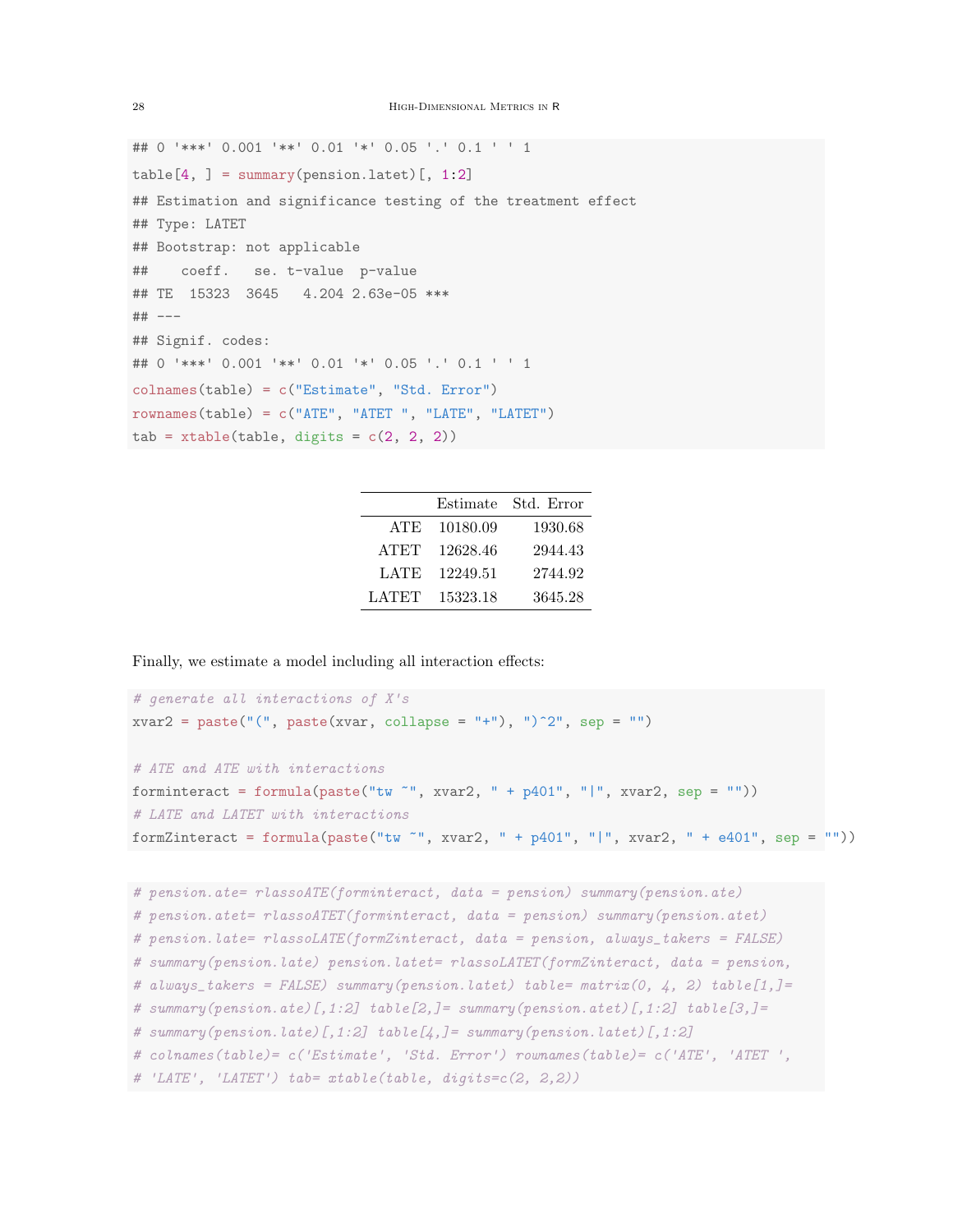```
## 0 '***' 0.001 '**' 0.01 '*' 0.05 '.' 0.1 ' ' 1
table[4, ] = summary(pension.latet)[, 1:2]
## Estimation and significance testing of the treatment effect
## Type: LATET
## Bootstrap: not applicable
##    coeff.   se. t-value  p-value
## TE  15323  3645   4.204 2.63e-05 ***
## ---
## Signif. codes:
## 0 '***' 0.001 '**' 0.01 '*' 0.05 '.' 0.1 ' ' 1
colnames(table) = c("Estimate", "Std. Error")
rownames(table) = c("ATE", "ATET ", "LATE", "LATET")
tab = xtable(table, digits = c(2, 2, 2))
```

| | Estimate | Std. Error |
|---|---|---|
| ATE | 10180.09 | 1930.68 |
| ATET | 12628.46 | 2944.43 |
| LATE | 12249.51 | 2744.92 |
| LATET | 15323.18 | 3645.28 |

Finally, we estimate a model including all interaction effects:

```
# generate all interactions of X's
xvar2 = paste("(", paste(xvar, collapse = "+"), ")^2", sep = "")

# ATE and ATE with interactions
forminteract = formula(paste("tw ~", xvar2, " + p401", "|", xvar2, sep = ""))
# LATE and LATET with interactions
formZinteract = formula(paste("tw ~", xvar2, " + p401", "|", xvar2, " + e401", sep = ""))
```

```
# pension.ate= rlassoATE(forminteract, data = pension) summary(pension.ate)
# pension.atet= rlassoATET(forminteract, data = pension) summary(pension.atet)
# pension.late= rlassoLATE(formZinteract, data = pension, always_takers = FALSE)
# summary(pension.late) pension.latet= rlassoLATET(formZinteract, data = pension,
# always_takers = FALSE) summary(pension.latet) table= matrix(0, 4, 2) table[1,]=
# summary(pension.ate)[,1:2] table[2,]= summary(pension.atet)[,1:2] table[3,]=
# summary(pension.late)[,1:2] table[4,]= summary(pension.latet)[,1:2]
# colnames(table)= c('Estimate', 'Std. Error') rownames(table)= c('ATE', 'ATET ',
# 'LATE', 'LATET') tab= xtable(table, digits=c(2, 2,2))
```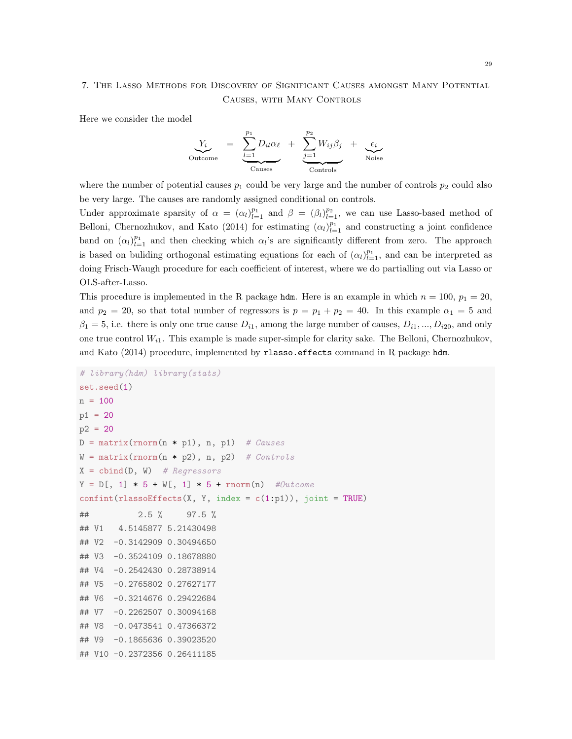## 7. The Lasso Methods for Discovery of Significant Causes amongst Many Potential Causes, with Many Controls

Here we consider the model

$$\underbrace{Y_i}_{\text{Outcome}} = \underbrace{\sum_{l=1}^{p_1} D_{il}\alpha_\ell}_{\text{Causes}} + \underbrace{\sum_{j=1}^{p_2} W_{ij}\beta_j}_{\text{Controls}} + \underbrace{\epsilon_i}_{\text{Noise}}$$

where the number of potential causes $p_1$ could be very large and the number of controls $p_2$ could also be very large. The causes are randomly assigned conditional on controls.

Under approximate sparsity of $\alpha = (\alpha_l)_{l=1}^{p_1}$ and $\beta = (\beta_l)_{l=1}^{p_2}$, we can use Lasso-based method of Belloni, Chernozhukov, and Kato (2014) for estimating $(\alpha_l)_{l=1}^{p_1}$ and constructing a joint confidence band on $(\alpha_l)_{l=1}^{p_1}$ and then checking which $\alpha_l$'s are significantly different from zero. The approach is based on buliding orthogonal estimating equations for each of $(\alpha_l)_{l=1}^{p_1}$, and can be interpreted as doing Frisch-Waugh procedure for each coefficient of interest, where we do partialling out via Lasso or OLS-after-Lasso.

This procedure is implemented in the R package `hdm`. Here is an example in which $n = 100$, $p_1 = 20$, and $p_2 = 20$, so that total number of regressors is $p = p_1 + p_2 = 40$. In this example $\alpha_1 = 5$ and $\beta_1 = 5$, i.e. there is only one true cause $D_{i1}$, among the large number of causes, $D_{i1}, ..., D_{i20}$, and only one true control $W_{i1}$. This example is made super-simple for clarity sake. The Belloni, Chernozhukov, and Kato (2014) procedure, implemented by `rlasso.effects` command in R package `hdm`.

```
# library(hdm) library(stats)
set.seed(1)
n = 100
p1 = 20
p2 = 20
D = matrix(rnorm(n * p1), n, p1)  # Causes
W = matrix(rnorm(n * p2), n, p2)  # Controls
X = cbind(D, W)  # Regressors
Y = D[, 1] * 5 + W[, 1] * 5 + rnorm(n)  #Outcome
confint(rlassoEffects(X, Y, index = c(1:p1)), joint = TRUE)
##          2.5 %     97.5 %
## V1   4.5145877 5.21430498
## V2  -0.3142909 0.30494650
## V3  -0.3524109 0.18678880
## V4  -0.2542430 0.28738914
## V5  -0.2765802 0.27627177
## V6  -0.3214676 0.29422684
## V7  -0.2262507 0.30094168
## V8  -0.0473541 0.47366372
## V9  -0.1865636 0.39023520
## V10 -0.2372356 0.26411185
```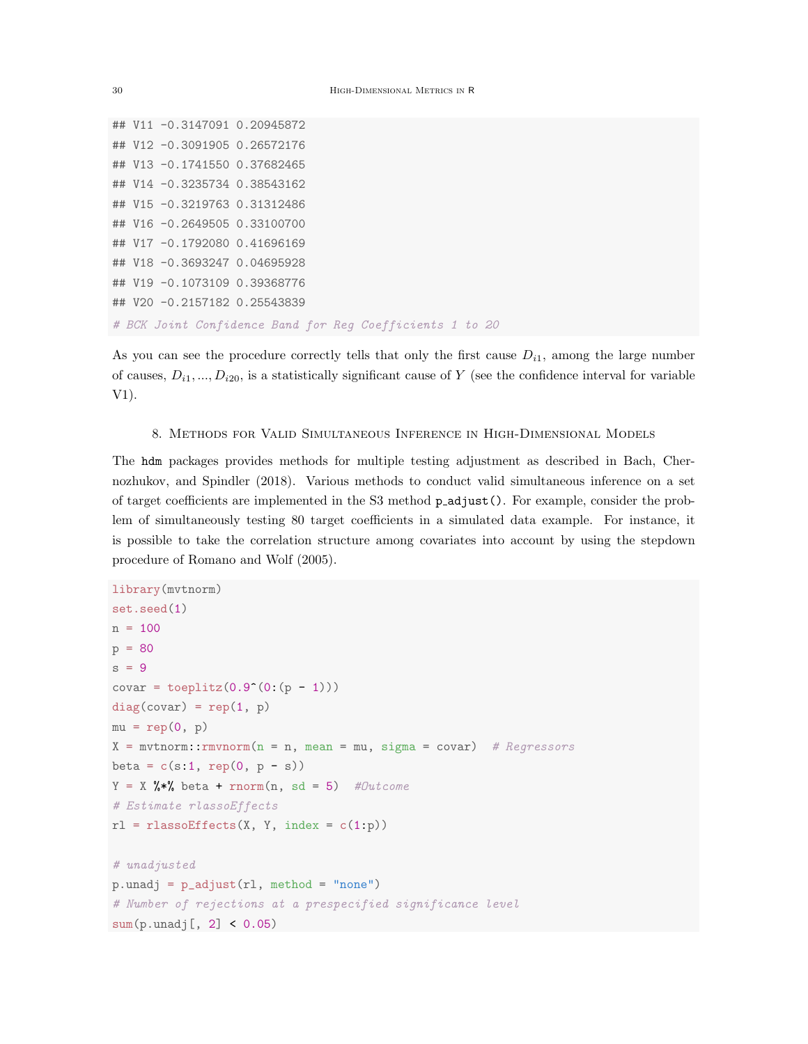```
## V11 -0.3147091 0.20945872
## V12 -0.3091905 0.26572176
## V13 -0.1741550 0.37682465
## V14 -0.3235734 0.38543162
## V15 -0.3219763 0.31312486
## V16 -0.2649505 0.33100700
## V17 -0.1792080 0.41696169
## V18 -0.3693247 0.04695928
## V19 -0.1073109 0.39368776
## V20 -0.2157182 0.25543839
# BCK Joint Confidence Band for Reg Coefficients 1 to 20
```

As you can see the procedure correctly tells that only the first cause $D_{i1}$, among the large number of causes, $D_{i1}, ..., D_{i20}$, is a statistically significant cause of $Y$ (see the confidence interval for variable V1).

## 8. Methods for Valid Simultaneous Inference in High-Dimensional Models

The hdm packages provides methods for multiple testing adjustment as described in Bach, Chernozhukov, and Spindler (2018). Various methods to conduct valid simultaneous inference on a set of target coefficients are implemented in the S3 method `p_adjust()`. For example, consider the problem of simultaneously testing 80 target coefficients in a simulated data example. For instance, it is possible to take the correlation structure among covariates into account by using the stepdown procedure of Romano and Wolf (2005).

```
library(mvtnorm)
set.seed(1)
n = 100
p = 80
s = 9
covar = toeplitz(0.9^(0:(p - 1)))
diag(covar) = rep(1, p)
mu = rep(0, p)
X = mvtnorm::rmvnorm(n = n, mean = mu, sigma = covar)  # Regressors
beta = c(s:1, rep(0, p - s))
Y = X %*% beta + rnorm(n, sd = 5)  #Outcome
# Estimate rlassoEffects
rl = rlassoEffects(X, Y, index = c(1:p))

# unadjusted
p.unadj = p_adjust(rl, method = "none")
# Number of rejections at a prespecified significance level
sum(p.unadj[, 2] < 0.05)
```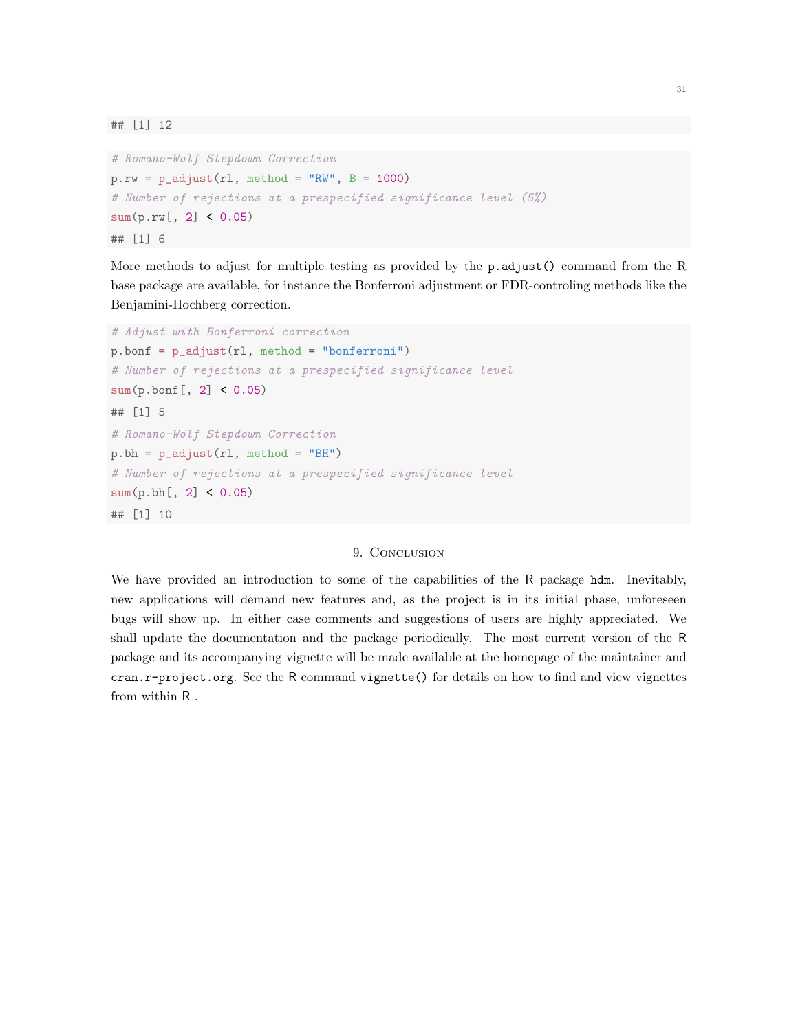```
## [1] 12
```

```
# Romano-Wolf Stepdown Correction
p.rw = p_adjust(rl, method = "RW", B = 1000)
# Number of rejections at a prespecified significance level (5%)
sum(p.rw[, 2] < 0.05)
## [1] 6
```

More methods to adjust for multiple testing as provided by the `p.adjust()` command from the R base package are available, for instance the Bonferroni adjustment or FDR-controling methods like the Benjamini-Hochberg correction.

```
# Adjust with Bonferroni correction
p.bonf = p_adjust(rl, method = "bonferroni")
# Number of rejections at a prespecified significance level
sum(p.bonf[, 2] < 0.05)
## [1] 5
# Romano-Wolf Stepdown Correction
p.bh = p_adjust(rl, method = "BH")
# Number of rejections at a prespecified significance level
sum(p.bh[, 2] < 0.05)
## [1] 10
```

## 9. Conclusion

We have provided an introduction to some of the capabilities of the R package **hdm**. Inevitably, new applications will demand new features and, as the project is in its initial phase, unforeseen bugs will show up. In either case comments and suggestions of users are highly appreciated. We shall update the documentation and the package periodically. The most current version of the R package and its accompanying vignette will be made available at the homepage of the maintainer and `cran.r-project.org`. See the R command `vignette()` for details on how to find and view vignettes from within R .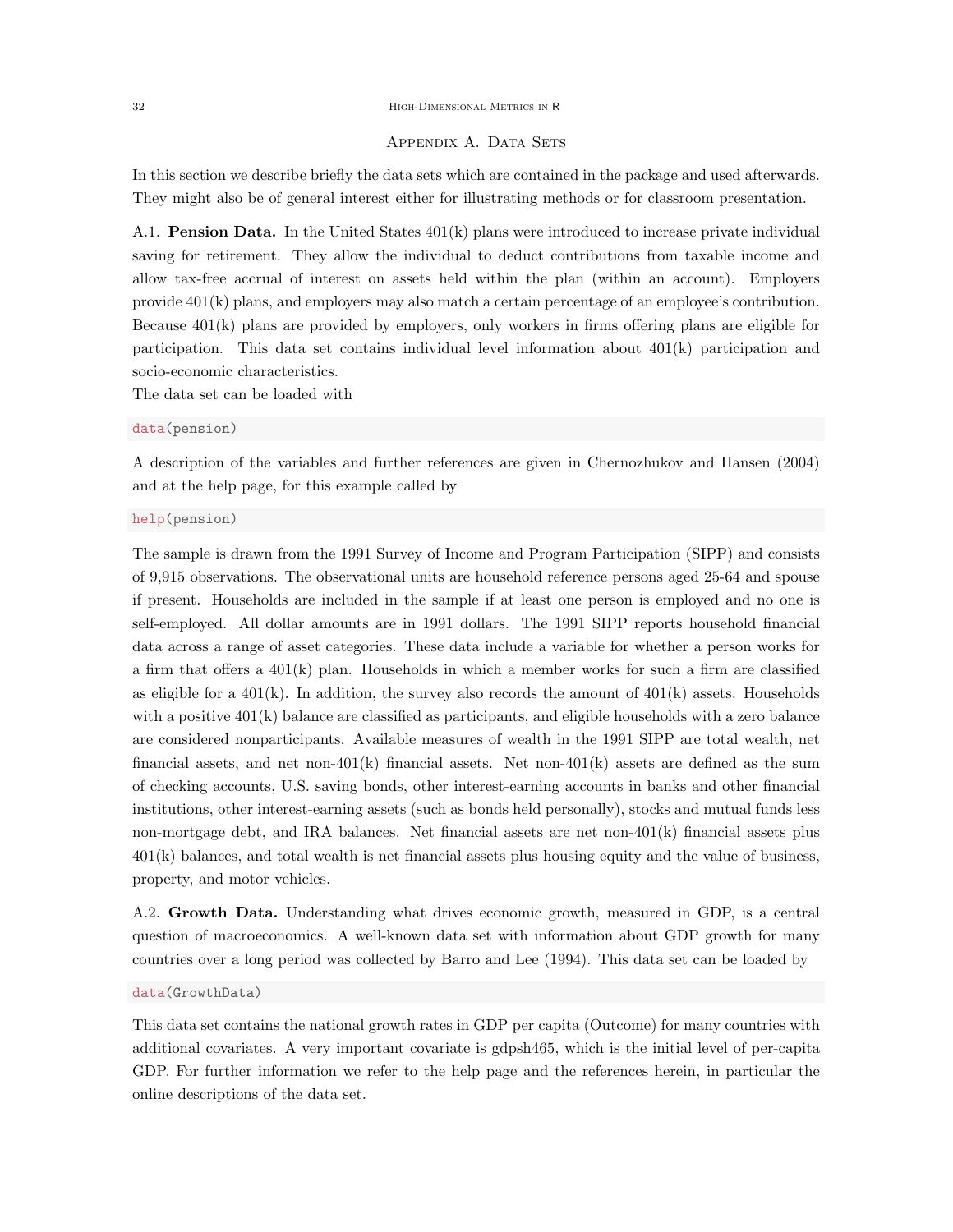## Appendix A. Data Sets

In this section we describe briefly the data sets which are contained in the package and used afterwards. They might also be of general interest either for illustrating methods or for classroom presentation.

### A.1. Pension Data.

In the United States 401(k) plans were introduced to increase private individual saving for retirement. They allow the individual to deduct contributions from taxable income and allow tax-free accrual of interest on assets held within the plan (within an account). Employers provide 401(k) plans, and employers may also match a certain percentage of an employee's contribution. Because 401(k) plans are provided by employers, only workers in firms offering plans are eligible for participation. This data set contains individual level information about 401(k) participation and socio-economic characteristics.

The data set can be loaded with

```
data(pension)
```

A description of the variables and further references are given in Chernozhukov and Hansen (2004) and at the help page, for this example called by

```
help(pension)
```

The sample is drawn from the 1991 Survey of Income and Program Participation (SIPP) and consists of 9,915 observations. The observational units are household reference persons aged 25-64 and spouse if present. Households are included in the sample if at least one person is employed and no one is self-employed. All dollar amounts are in 1991 dollars. The 1991 SIPP reports household financial data across a range of asset categories. These data include a variable for whether a person works for a firm that offers a 401(k) plan. Households in which a member works for such a firm are classified as eligible for a 401(k). In addition, the survey also records the amount of 401(k) assets. Households with a positive 401(k) balance are classified as participants, and eligible households with a zero balance are considered nonparticipants. Available measures of wealth in the 1991 SIPP are total wealth, net financial assets, and net non-401(k) financial assets. Net non-401(k) assets are defined as the sum of checking accounts, U.S. saving bonds, other interest-earning accounts in banks and other financial institutions, other interest-earning assets (such as bonds held personally), stocks and mutual funds less non-mortgage debt, and IRA balances. Net financial assets are net non-401(k) financial assets plus 401(k) balances, and total wealth is net financial assets plus housing equity and the value of business, property, and motor vehicles.

### A.2. Growth Data.

Understanding what drives economic growth, measured in GDP, is a central question of macroeconomics. A well-known data set with information about GDP growth for many countries over a long period was collected by Barro and Lee (1994). This data set can be loaded by

```
data(GrowthData)
```

This data set contains the national growth rates in GDP per capita (Outcome) for many countries with additional covariates. A very important covariate is gdpsh465, which is the initial level of per-capita GDP. For further information we refer to the help page and the references herein, in particular the online descriptions of the data set.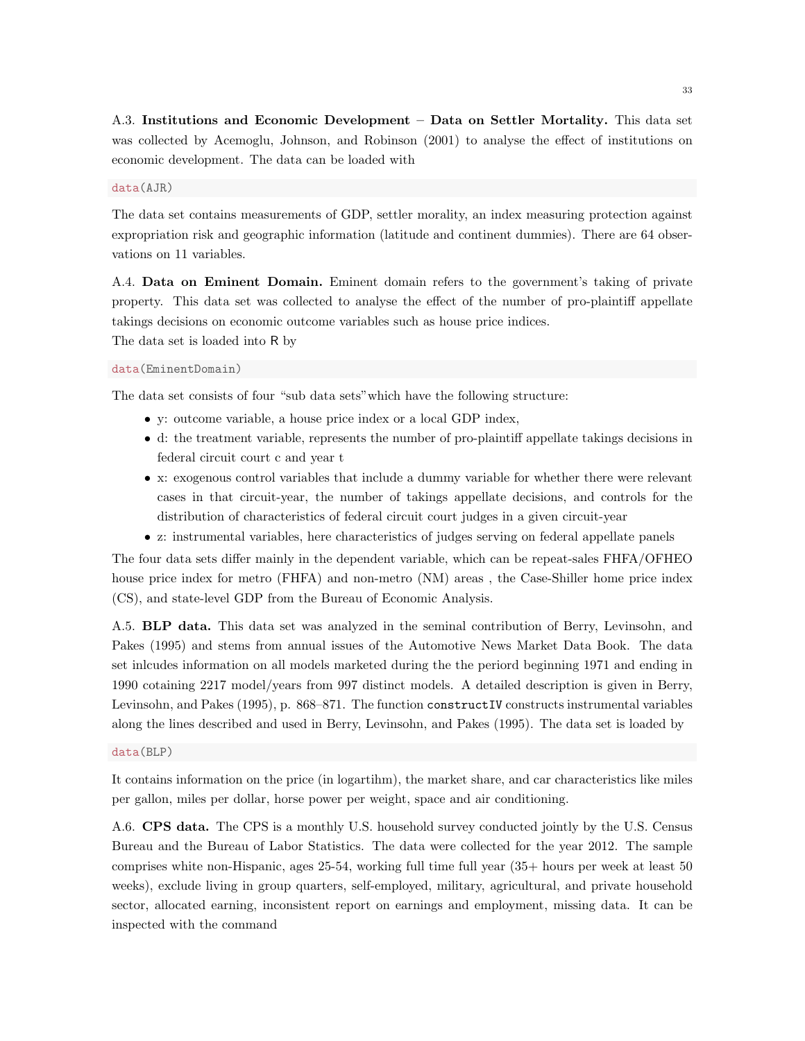A.3. **Institutions and Economic Development – Data on Settler Mortality.** This data set was collected by Acemoglu, Johnson, and Robinson (2001) to analyse the effect of institutions on economic development. The data can be loaded with

```
data(AJR)
```

The data set contains measurements of GDP, settler morality, an index measuring protection against expropriation risk and geographic information (latitude and continent dummies). There are 64 observations on 11 variables.

A.4. **Data on Eminent Domain.** Eminent domain refers to the government's taking of private property. This data set was collected to analyse the effect of the number of pro-plaintiff appellate takings decisions on economic outcome variables such as house price indices.
The data set is loaded into R by

```
data(EminentDomain)
```

The data set consists of four "sub data sets"which have the following structure:

- y: outcome variable, a house price index or a local GDP index,
- d: the treatment variable, represents the number of pro-plaintiff appellate takings decisions in federal circuit court c and year t
- x: exogenous control variables that include a dummy variable for whether there were relevant cases in that circuit-year, the number of takings appellate decisions, and controls for the distribution of characteristics of federal circuit court judges in a given circuit-year
- z: instrumental variables, here characteristics of judges serving on federal appellate panels

The four data sets differ mainly in the dependent variable, which can be repeat-sales FHFA/OFHEO house price index for metro (FHFA) and non-metro (NM) areas , the Case-Shiller home price index (CS), and state-level GDP from the Bureau of Economic Analysis.

A.5. **BLP data.** This data set was analyzed in the seminal contribution of Berry, Levinsohn, and Pakes (1995) and stems from annual issues of the Automotive News Market Data Book. The data set inlcudes information on all models marketed during the the periord beginning 1971 and ending in 1990 cotaining 2217 model/years from 997 distinct models. A detailed description is given in Berry, Levinsohn, and Pakes (1995), p. 868–871. The function `constructIV` constructs instrumental variables along the lines described and used in Berry, Levinsohn, and Pakes (1995). The data set is loaded by

```
data(BLP)
```

It contains information on the price (in logartihm), the market share, and car characteristics like miles per gallon, miles per dollar, horse power per weight, space and air conditioning.

A.6. **CPS data.** The CPS is a monthly U.S. household survey conducted jointly by the U.S. Census Bureau and the Bureau of Labor Statistics. The data were collected for the year 2012. The sample comprises white non-Hispanic, ages 25-54, working full time full year (35+ hours per week at least 50 weeks), exclude living in group quarters, self-employed, military, agricultural, and private household sector, allocated earning, inconsistent report on earnings and employment, missing data. It can be inspected with the command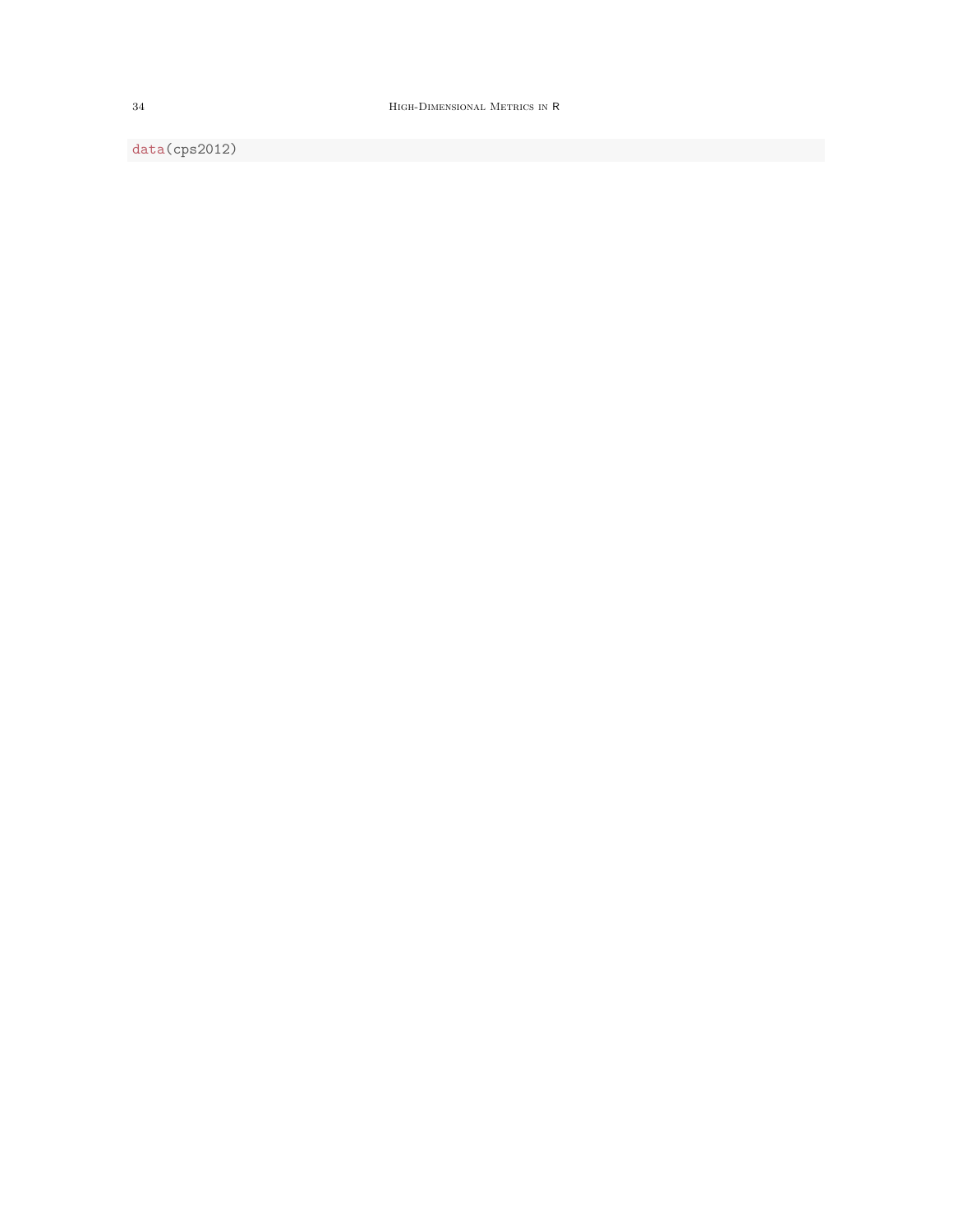```
data(cps2012)
```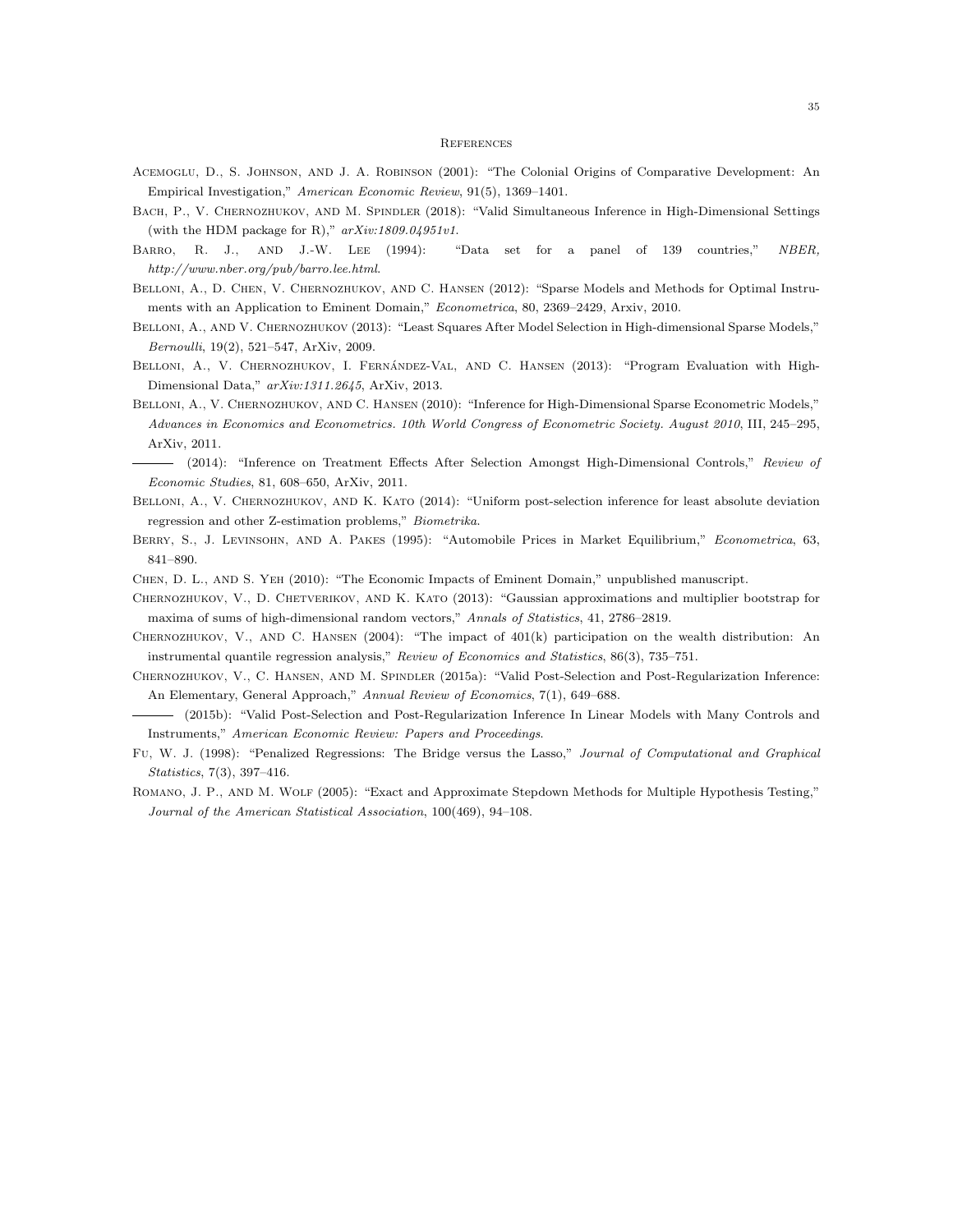## References

Acemoglu, D., S. Johnson, and J. A. Robinson (2001): "The Colonial Origins of Comparative Development: An Empirical Investigation," *American Economic Review*, 91(5), 1369–1401.

Bach, P., V. Chernozhukov, and M. Spindler (2018): "Valid Simultaneous Inference in High-Dimensional Settings (with the HDM package for R)," *arXiv:1809.04951v1*.

Barro, R. J., and J.-W. Lee (1994): "Data set for a panel of 139 countries," *NBER, http://www.nber.org/pub/barro.lee.html*.

Belloni, A., D. Chen, V. Chernozhukov, and C. Hansen (2012): "Sparse Models and Methods for Optimal Instruments with an Application to Eminent Domain," *Econometrica*, 80, 2369–2429, Arxiv, 2010.

Belloni, A., and V. Chernozhukov (2013): "Least Squares After Model Selection in High-dimensional Sparse Models," *Bernoulli*, 19(2), 521–547, ArXiv, 2009.

Belloni, A., V. Chernozhukov, I. Fernández-Val, and C. Hansen (2013): "Program Evaluation with High-Dimensional Data," *arXiv:1311.2645*, ArXiv, 2013.

Belloni, A., V. Chernozhukov, and C. Hansen (2010): "Inference for High-Dimensional Sparse Econometric Models," *Advances in Economics and Econometrics. 10th World Congress of Econometric Society. August 2010*, III, 245–295, ArXiv, 2011.

——— (2014): "Inference on Treatment Effects After Selection Amongst High-Dimensional Controls," *Review of Economic Studies*, 81, 608–650, ArXiv, 2011.

Belloni, A., V. Chernozhukov, and K. Kato (2014): "Uniform post-selection inference for least absolute deviation regression and other Z-estimation problems," *Biometrika*.

Berry, S., J. Levinsohn, and A. Pakes (1995): "Automobile Prices in Market Equilibrium," *Econometrica*, 63, 841–890.

Chen, D. L., and S. Yeh (2010): "The Economic Impacts of Eminent Domain," unpublished manuscript.

Chernozhukov, V., D. Chetverikov, and K. Kato (2013): "Gaussian approximations and multiplier bootstrap for maxima of sums of high-dimensional random vectors," *Annals of Statistics*, 41, 2786–2819.

Chernozhukov, V., and C. Hansen (2004): "The impact of 401(k) participation on the wealth distribution: An instrumental quantile regression analysis," *Review of Economics and Statistics*, 86(3), 735–751.

Chernozhukov, V., C. Hansen, and M. Spindler (2015a): "Valid Post-Selection and Post-Regularization Inference: An Elementary, General Approach," *Annual Review of Economics*, 7(1), 649–688.

——— (2015b): "Valid Post-Selection and Post-Regularization Inference In Linear Models with Many Controls and Instruments," *American Economic Review: Papers and Proceedings*.

Fu, W. J. (1998): "Penalized Regressions: The Bridge versus the Lasso," *Journal of Computational and Graphical Statistics*, 7(3), 397–416.

Romano, J. P., and M. Wolf (2005): "Exact and Approximate Stepdown Methods for Multiple Hypothesis Testing," *Journal of the American Statistical Association*, 100(469), 94–108.